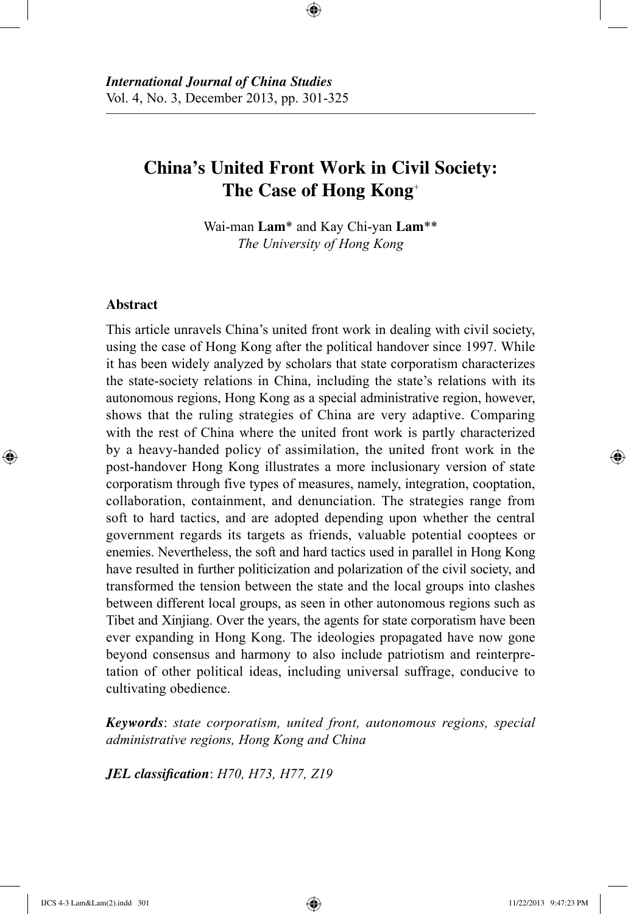*International Journal of China Studies*
Vol. 4, No. 3, December 2013, pp. 301-325

# China's United Front Work in Civil Society: The Case of Hong Kong[+]

Wai-man **Lam**[*] and Kay Chi-yan **Lam**[**]
*The University of Hong Kong*

## Abstract

This article unravels China's united front work in dealing with civil society, using the case of Hong Kong after the political handover since 1997. While it has been widely analyzed by scholars that state corporatism characterizes the state-society relations in China, including the state's relations with its autonomous regions, Hong Kong as a special administrative region, however, shows that the ruling strategies of China are very adaptive. Comparing with the rest of China where the united front work is partly characterized by a heavy-handed policy of assimilation, the united front work in the post-handover Hong Kong illustrates a more inclusionary version of state corporatism through five types of measures, namely, integration, cooptation, collaboration, containment, and denunciation. The strategies range from soft to hard tactics, and are adopted depending upon whether the central government regards its targets as friends, valuable potential cooptees or enemies. Nevertheless, the soft and hard tactics used in parallel in Hong Kong have resulted in further politicization and polarization of the civil society, and transformed the tension between the state and the local groups into clashes between different local groups, as seen in other autonomous regions such as Tibet and Xinjiang. Over the years, the agents for state corporatism have been ever expanding in Hong Kong. The ideologies propagated have now gone beyond consensus and harmony to also include patriotism and reinterpretation of other political ideas, including universal suffrage, conducive to cultivating obedience.

***Keywords***: *state corporatism, united front, autonomous regions, special administrative regions, Hong Kong and China*

***JEL classification***: *H70, H73, H77, Z19*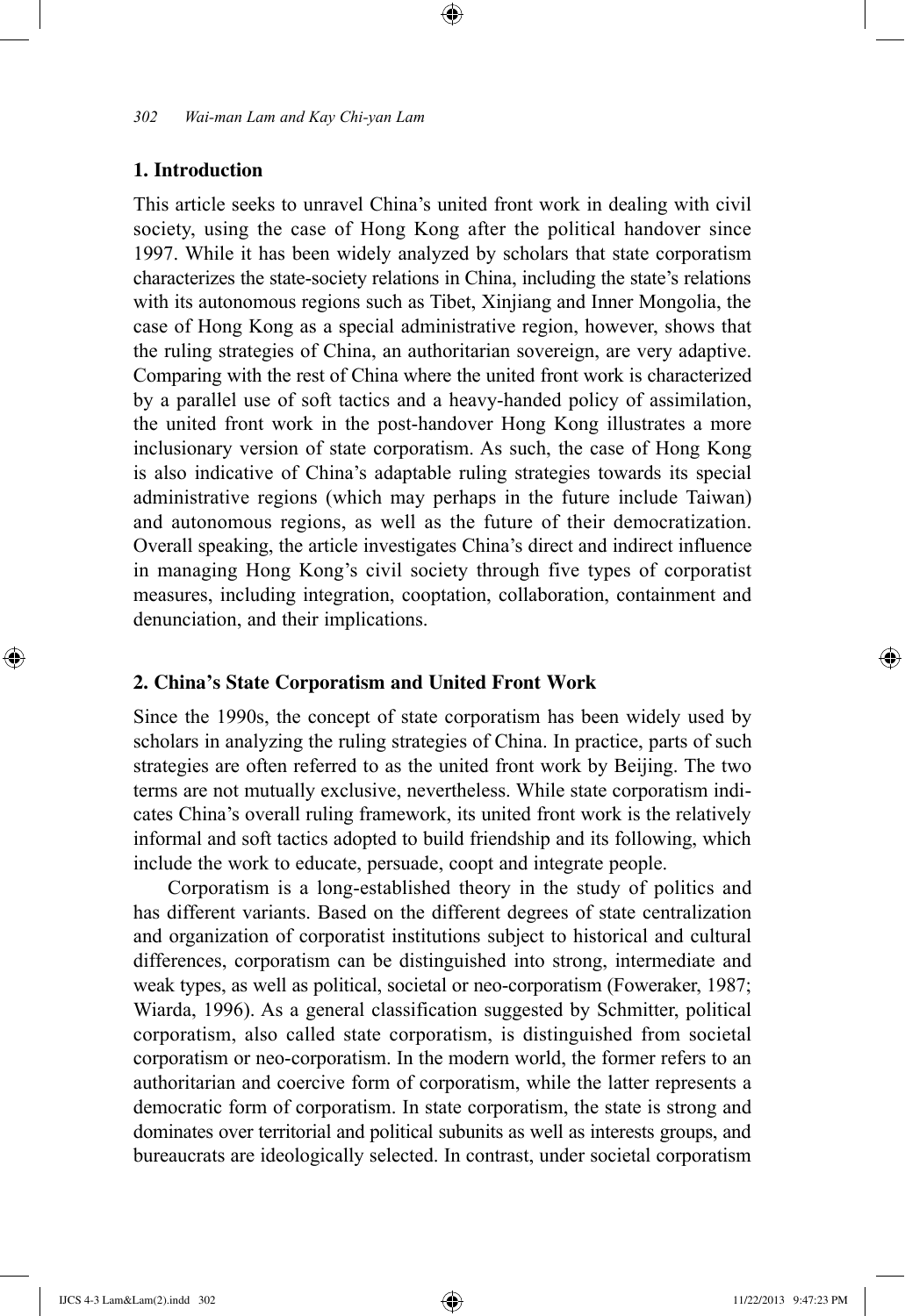## 1. Introduction

This article seeks to unravel China's united front work in dealing with civil society, using the case of Hong Kong after the political handover since 1997. While it has been widely analyzed by scholars that state corporatism characterizes the state-society relations in China, including the state's relations with its autonomous regions such as Tibet, Xinjiang and Inner Mongolia, the case of Hong Kong as a special administrative region, however, shows that the ruling strategies of China, an authoritarian sovereign, are very adaptive. Comparing with the rest of China where the united front work is characterized by a parallel use of soft tactics and a heavy-handed policy of assimilation, the united front work in the post-handover Hong Kong illustrates a more inclusionary version of state corporatism. As such, the case of Hong Kong is also indicative of China's adaptable ruling strategies towards its special administrative regions (which may perhaps in the future include Taiwan) and autonomous regions, as well as the future of their democratization. Overall speaking, the article investigates China's direct and indirect influence in managing Hong Kong's civil society through five types of corporatist measures, including integration, cooptation, collaboration, containment and denunciation, and their implications.

## 2. China's State Corporatism and United Front Work

Since the 1990s, the concept of state corporatism has been widely used by scholars in analyzing the ruling strategies of China. In practice, parts of such strategies are often referred to as the united front work by Beijing. The two terms are not mutually exclusive, nevertheless. While state corporatism indicates China's overall ruling framework, its united front work is the relatively informal and soft tactics adopted to build friendship and its following, which include the work to educate, persuade, coopt and integrate people.

Corporatism is a long-established theory in the study of politics and has different variants. Based on the different degrees of state centralization and organization of corporatist institutions subject to historical and cultural differences, corporatism can be distinguished into strong, intermediate and weak types, as well as political, societal or neo-corporatism (Foweraker, 1987; Wiarda, 1996). As a general classification suggested by Schmitter, political corporatism, also called state corporatism, is distinguished from societal corporatism or neo-corporatism. In the modern world, the former refers to an authoritarian and coercive form of corporatism, while the latter represents a democratic form of corporatism. In state corporatism, the state is strong and dominates over territorial and political subunits as well as interests groups, and bureaucrats are ideologically selected. In contrast, under societal corporatism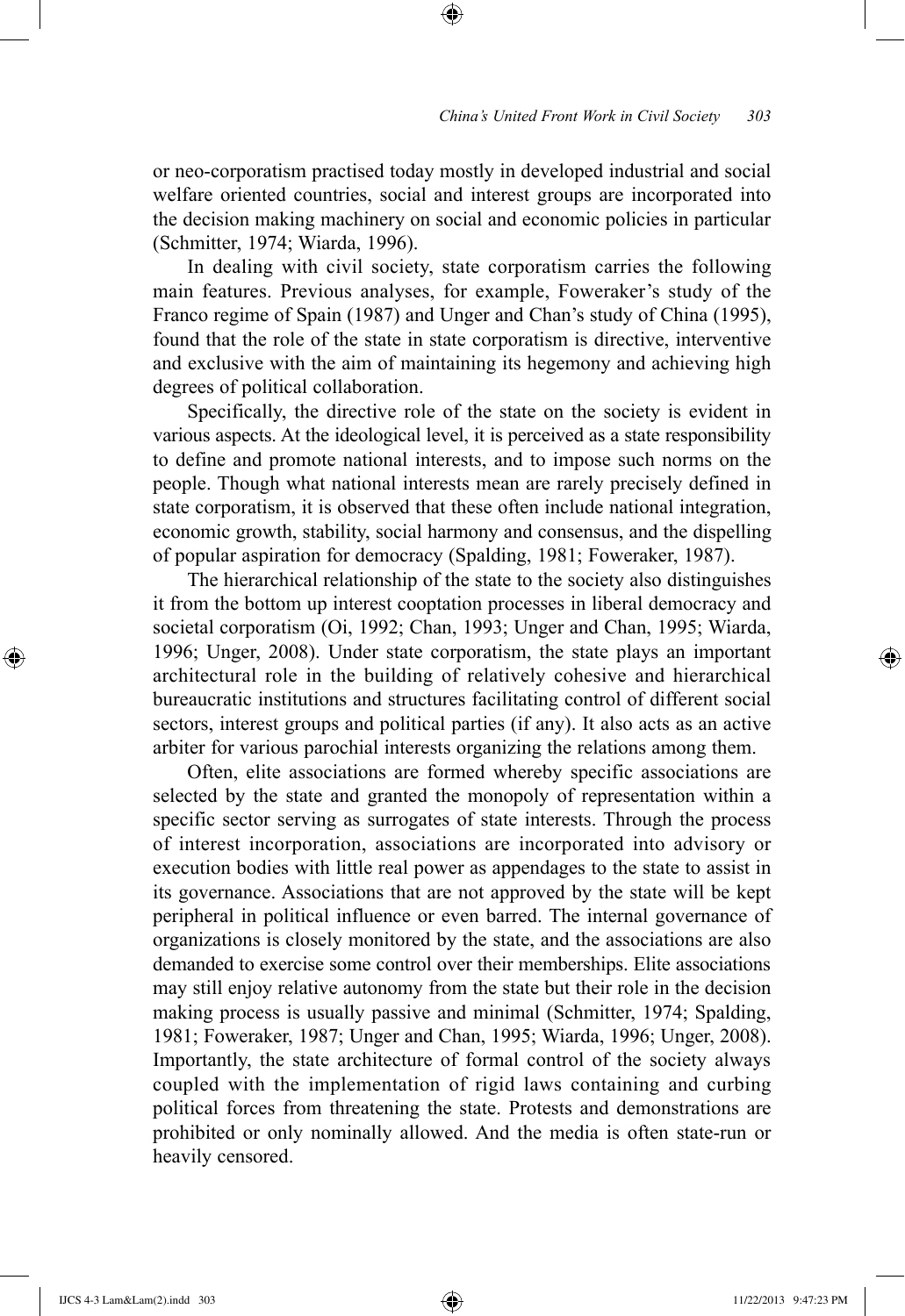or neo-corporatism practised today mostly in developed industrial and social welfare oriented countries, social and interest groups are incorporated into the decision making machinery on social and economic policies in particular (Schmitter, 1974; Wiarda, 1996).

In dealing with civil society, state corporatism carries the following main features. Previous analyses, for example, Foweraker's study of the Franco regime of Spain (1987) and Unger and Chan's study of China (1995), found that the role of the state in state corporatism is directive, interventive and exclusive with the aim of maintaining its hegemony and achieving high degrees of political collaboration.

Specifically, the directive role of the state on the society is evident in various aspects. At the ideological level, it is perceived as a state responsibility to define and promote national interests, and to impose such norms on the people. Though what national interests mean are rarely precisely defined in state corporatism, it is observed that these often include national integration, economic growth, stability, social harmony and consensus, and the dispelling of popular aspiration for democracy (Spalding, 1981; Foweraker, 1987).

The hierarchical relationship of the state to the society also distinguishes it from the bottom up interest cooptation processes in liberal democracy and societal corporatism (Oi, 1992; Chan, 1993; Unger and Chan, 1995; Wiarda, 1996; Unger, 2008). Under state corporatism, the state plays an important architectural role in the building of relatively cohesive and hierarchical bureaucratic institutions and structures facilitating control of different social sectors, interest groups and political parties (if any). It also acts as an active arbiter for various parochial interests organizing the relations among them.

Often, elite associations are formed whereby specific associations are selected by the state and granted the monopoly of representation within a specific sector serving as surrogates of state interests. Through the process of interest incorporation, associations are incorporated into advisory or execution bodies with little real power as appendages to the state to assist in its governance. Associations that are not approved by the state will be kept peripheral in political influence or even barred. The internal governance of organizations is closely monitored by the state, and the associations are also demanded to exercise some control over their memberships. Elite associations may still enjoy relative autonomy from the state but their role in the decision making process is usually passive and minimal (Schmitter, 1974; Spalding, 1981; Foweraker, 1987; Unger and Chan, 1995; Wiarda, 1996; Unger, 2008). Importantly, the state architecture of formal control of the society always coupled with the implementation of rigid laws containing and curbing political forces from threatening the state. Protests and demonstrations are prohibited or only nominally allowed. And the media is often state-run or heavily censored.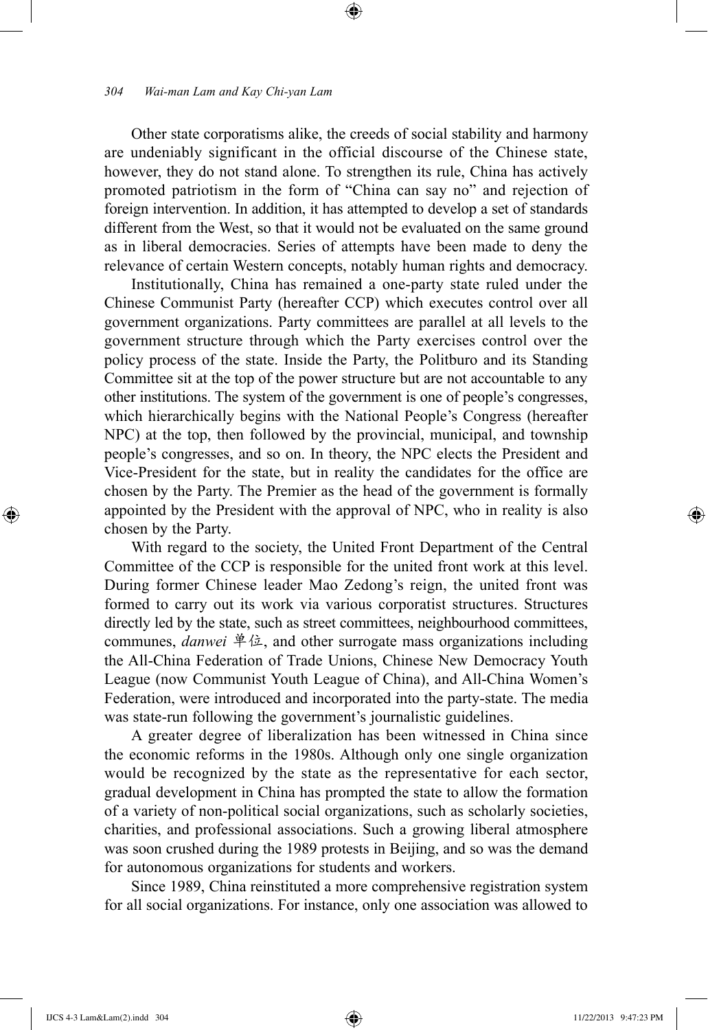Other state corporatisms alike, the creeds of social stability and harmony are undeniably significant in the official discourse of the Chinese state, however, they do not stand alone. To strengthen its rule, China has actively promoted patriotism in the form of "China can say no" and rejection of foreign intervention. In addition, it has attempted to develop a set of standards different from the West, so that it would not be evaluated on the same ground as in liberal democracies. Series of attempts have been made to deny the relevance of certain Western concepts, notably human rights and democracy.

Institutionally, China has remained a one-party state ruled under the Chinese Communist Party (hereafter CCP) which executes control over all government organizations. Party committees are parallel at all levels to the government structure through which the Party exercises control over the policy process of the state. Inside the Party, the Politburo and its Standing Committee sit at the top of the power structure but are not accountable to any other institutions. The system of the government is one of people's congresses, which hierarchically begins with the National People's Congress (hereafter NPC) at the top, then followed by the provincial, municipal, and township people's congresses, and so on. In theory, the NPC elects the President and Vice-President for the state, but in reality the candidates for the office are chosen by the Party. The Premier as the head of the government is formally appointed by the President with the approval of NPC, who in reality is also chosen by the Party.

With regard to the society, the United Front Department of the Central Committee of the CCP is responsible for the united front work at this level. During former Chinese leader Mao Zedong's reign, the united front was formed to carry out its work via various corporatist structures. Structures directly led by the state, such as street committees, neighbourhood committees, communes, *danwei* 单位, and other surrogate mass organizations including the All-China Federation of Trade Unions, Chinese New Democracy Youth League (now Communist Youth League of China), and All-China Women's Federation, were introduced and incorporated into the party-state. The media was state-run following the government's journalistic guidelines.

A greater degree of liberalization has been witnessed in China since the economic reforms in the 1980s. Although only one single organization would be recognized by the state as the representative for each sector, gradual development in China has prompted the state to allow the formation of a variety of non-political social organizations, such as scholarly societies, charities, and professional associations. Such a growing liberal atmosphere was soon crushed during the 1989 protests in Beijing, and so was the demand for autonomous organizations for students and workers.

Since 1989, China reinstituted a more comprehensive registration system for all social organizations. For instance, only one association was allowed to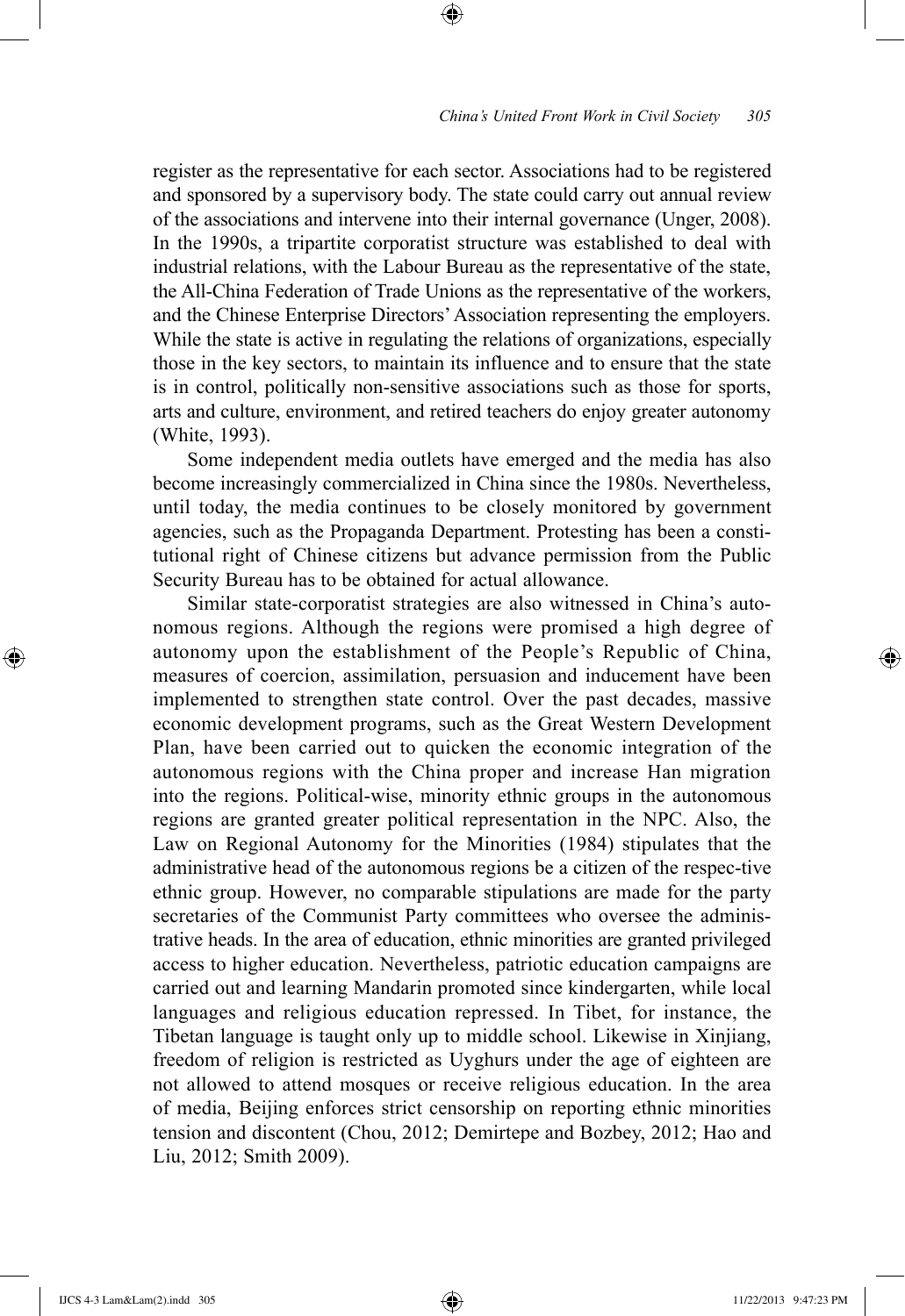register as the representative for each sector. Associations had to be registered and sponsored by a supervisory body. The state could carry out annual review of the associations and intervene into their internal governance (Unger, 2008). In the 1990s, a tripartite corporatist structure was established to deal with industrial relations, with the Labour Bureau as the representative of the state, the All-China Federation of Trade Unions as the representative of the workers, and the Chinese Enterprise Directors' Association representing the employers. While the state is active in regulating the relations of organizations, especially those in the key sectors, to maintain its influence and to ensure that the state is in control, politically non-sensitive associations such as those for sports, arts and culture, environment, and retired teachers do enjoy greater autonomy (White, 1993).

Some independent media outlets have emerged and the media has also become increasingly commercialized in China since the 1980s. Nevertheless, until today, the media continues to be closely monitored by government agencies, such as the Propaganda Department. Protesting has been a constitutional right of Chinese citizens but advance permission from the Public Security Bureau has to be obtained for actual allowance.

Similar state-corporatist strategies are also witnessed in China's autonomous regions. Although the regions were promised a high degree of autonomy upon the establishment of the People's Republic of China, measures of coercion, assimilation, persuasion and inducement have been implemented to strengthen state control. Over the past decades, massive economic development programs, such as the Great Western Development Plan, have been carried out to quicken the economic integration of the autonomous regions with the China proper and increase Han migration into the regions. Political-wise, minority ethnic groups in the autonomous regions are granted greater political representation in the NPC. Also, the Law on Regional Autonomy for the Minorities (1984) stipulates that the administrative head of the autonomous regions be a citizen of the respective ethnic group. However, no comparable stipulations are made for the party secretaries of the Communist Party committees who oversee the administrative heads. In the area of education, ethnic minorities are granted privileged access to higher education. Nevertheless, patriotic education campaigns are carried out and learning Mandarin promoted since kindergarten, while local languages and religious education repressed. In Tibet, for instance, the Tibetan language is taught only up to middle school. Likewise in Xinjiang, freedom of religion is restricted as Uyghurs under the age of eighteen are not allowed to attend mosques or receive religious education. In the area of media, Beijing enforces strict censorship on reporting ethnic minorities tension and discontent (Chou, 2012; Demirtepe and Bozbey, 2012; Hao and Liu, 2012; Smith 2009).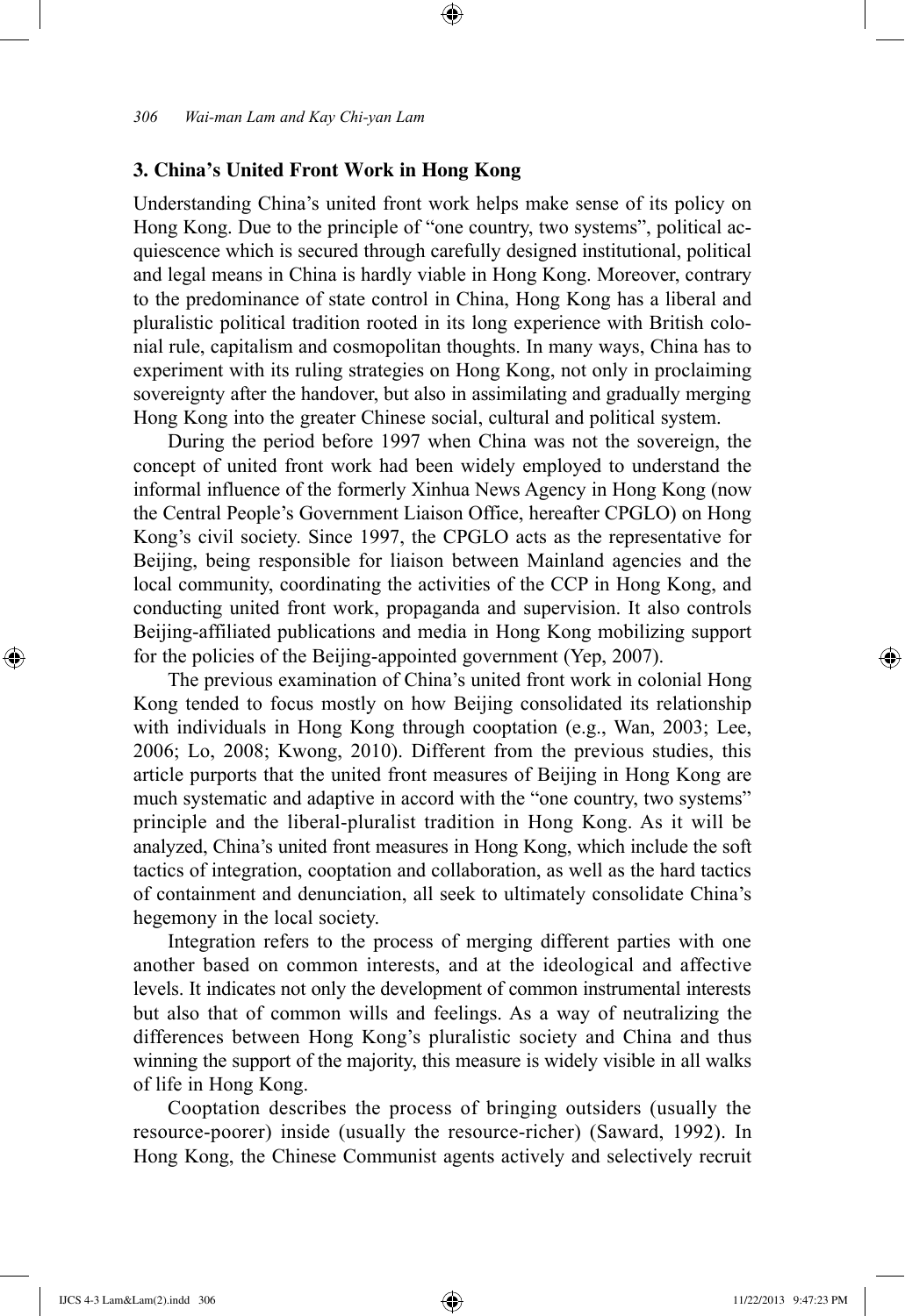## 3. China's United Front Work in Hong Kong

Understanding China's united front work helps make sense of its policy on Hong Kong. Due to the principle of "one country, two systems", political acquiescence which is secured through carefully designed institutional, political and legal means in China is hardly viable in Hong Kong. Moreover, contrary to the predominance of state control in China, Hong Kong has a liberal and pluralistic political tradition rooted in its long experience with British colonial rule, capitalism and cosmopolitan thoughts. In many ways, China has to experiment with its ruling strategies on Hong Kong, not only in proclaiming sovereignty after the handover, but also in assimilating and gradually merging Hong Kong into the greater Chinese social, cultural and political system.

During the period before 1997 when China was not the sovereign, the concept of united front work had been widely employed to understand the informal influence of the formerly Xinhua News Agency in Hong Kong (now the Central People's Government Liaison Office, hereafter CPGLO) on Hong Kong's civil society. Since 1997, the CPGLO acts as the representative for Beijing, being responsible for liaison between Mainland agencies and the local community, coordinating the activities of the CCP in Hong Kong, and conducting united front work, propaganda and supervision. It also controls Beijing-affiliated publications and media in Hong Kong mobilizing support for the policies of the Beijing-appointed government (Yep, 2007).

The previous examination of China's united front work in colonial Hong Kong tended to focus mostly on how Beijing consolidated its relationship with individuals in Hong Kong through cooptation (e.g., Wan, 2003; Lee, 2006; Lo, 2008; Kwong, 2010). Different from the previous studies, this article purports that the united front measures of Beijing in Hong Kong are much systematic and adaptive in accord with the "one country, two systems" principle and the liberal-pluralist tradition in Hong Kong. As it will be analyzed, China's united front measures in Hong Kong, which include the soft tactics of integration, cooptation and collaboration, as well as the hard tactics of containment and denunciation, all seek to ultimately consolidate China's hegemony in the local society.

Integration refers to the process of merging different parties with one another based on common interests, and at the ideological and affective levels. It indicates not only the development of common instrumental interests but also that of common wills and feelings. As a way of neutralizing the differences between Hong Kong's pluralistic society and China and thus winning the support of the majority, this measure is widely visible in all walks of life in Hong Kong.

Cooptation describes the process of bringing outsiders (usually the resource-poorer) inside (usually the resource-richer) (Saward, 1992). In Hong Kong, the Chinese Communist agents actively and selectively recruit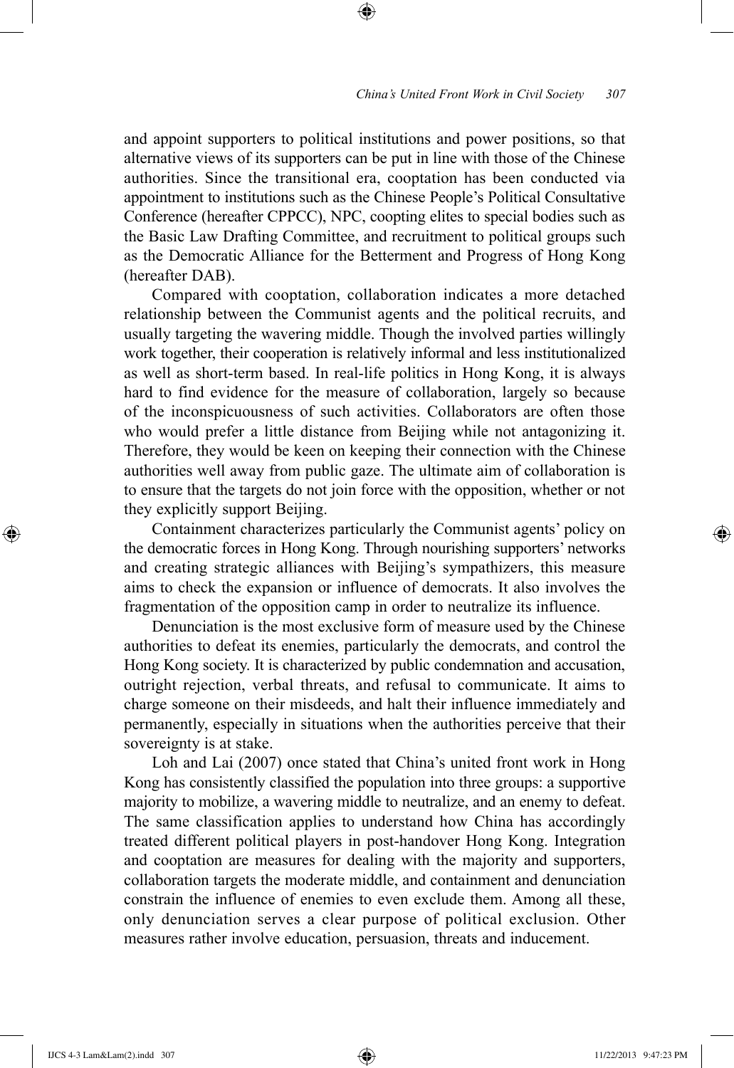and appoint supporters to political institutions and power positions, so that alternative views of its supporters can be put in line with those of the Chinese authorities. Since the transitional era, cooptation has been conducted via appointment to institutions such as the Chinese People's Political Consultative Conference (hereafter CPPCC), NPC, coopting elites to special bodies such as the Basic Law Drafting Committee, and recruitment to political groups such as the Democratic Alliance for the Betterment and Progress of Hong Kong (hereafter DAB).

Compared with cooptation, collaboration indicates a more detached relationship between the Communist agents and the political recruits, and usually targeting the wavering middle. Though the involved parties willingly work together, their cooperation is relatively informal and less institutionalized as well as short-term based. In real-life politics in Hong Kong, it is always hard to find evidence for the measure of collaboration, largely so because of the inconspicuousness of such activities. Collaborators are often those who would prefer a little distance from Beijing while not antagonizing it. Therefore, they would be keen on keeping their connection with the Chinese authorities well away from public gaze. The ultimate aim of collaboration is to ensure that the targets do not join force with the opposition, whether or not they explicitly support Beijing.

Containment characterizes particularly the Communist agents' policy on the democratic forces in Hong Kong. Through nourishing supporters' networks and creating strategic alliances with Beijing's sympathizers, this measure aims to check the expansion or influence of democrats. It also involves the fragmentation of the opposition camp in order to neutralize its influence.

Denunciation is the most exclusive form of measure used by the Chinese authorities to defeat its enemies, particularly the democrats, and control the Hong Kong society. It is characterized by public condemnation and accusation, outright rejection, verbal threats, and refusal to communicate. It aims to charge someone on their misdeeds, and halt their influence immediately and permanently, especially in situations when the authorities perceive that their sovereignty is at stake.

Loh and Lai (2007) once stated that China's united front work in Hong Kong has consistently classified the population into three groups: a supportive majority to mobilize, a wavering middle to neutralize, and an enemy to defeat. The same classification applies to understand how China has accordingly treated different political players in post-handover Hong Kong. Integration and cooptation are measures for dealing with the majority and supporters, collaboration targets the moderate middle, and containment and denunciation constrain the influence of enemies to even exclude them. Among all these, only denunciation serves a clear purpose of political exclusion. Other measures rather involve education, persuasion, threats and inducement.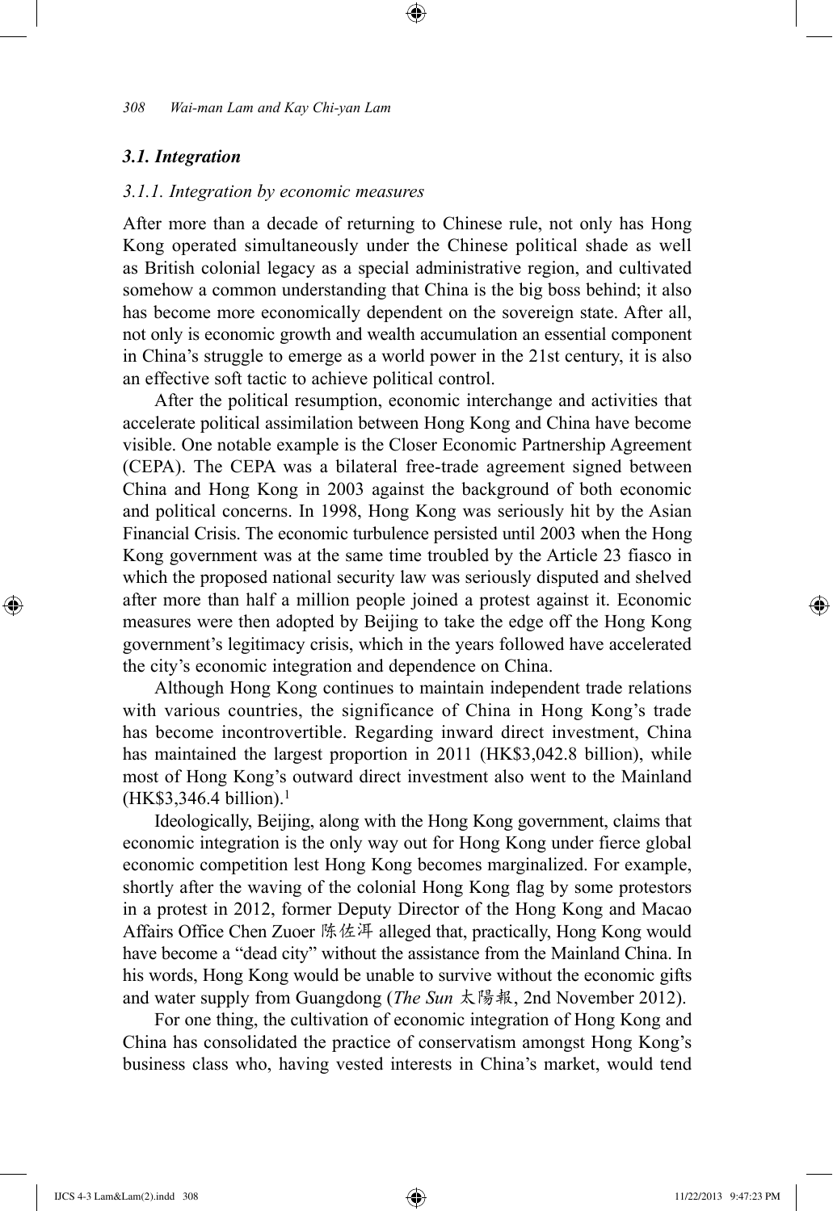### *3.1. Integration*

#### *3.1.1. Integration by economic measures*

After more than a decade of returning to Chinese rule, not only has Hong Kong operated simultaneously under the Chinese political shade as well as British colonial legacy as a special administrative region, and cultivated somehow a common understanding that China is the big boss behind; it also has become more economically dependent on the sovereign state. After all, not only is economic growth and wealth accumulation an essential component in China's struggle to emerge as a world power in the 21st century, it is also an effective soft tactic to achieve political control.

After the political resumption, economic interchange and activities that accelerate political assimilation between Hong Kong and China have become visible. One notable example is the Closer Economic Partnership Agreement (CEPA). The CEPA was a bilateral free-trade agreement signed between China and Hong Kong in 2003 against the background of both economic and political concerns. In 1998, Hong Kong was seriously hit by the Asian Financial Crisis. The economic turbulence persisted until 2003 when the Hong Kong government was at the same time troubled by the Article 23 fiasco in which the proposed national security law was seriously disputed and shelved after more than half a million people joined a protest against it. Economic measures were then adopted by Beijing to take the edge off the Hong Kong government's legitimacy crisis, which in the years followed have accelerated the city's economic integration and dependence on China.

Although Hong Kong continues to maintain independent trade relations with various countries, the significance of China in Hong Kong's trade has become incontrovertible. Regarding inward direct investment, China has maintained the largest proportion in 2011 (HK$3,042.8 billion), while most of Hong Kong's outward direct investment also went to the Mainland (HK$3,346.4 billion).[1]

Ideologically, Beijing, along with the Hong Kong government, claims that economic integration is the only way out for Hong Kong under fierce global economic competition lest Hong Kong becomes marginalized. For example, shortly after the waving of the colonial Hong Kong flag by some protestors in a protest in 2012, former Deputy Director of the Hong Kong and Macao Affairs Office Chen Zuoer 陈佐洱 alleged that, practically, Hong Kong would have become a "dead city" without the assistance from the Mainland China. In his words, Hong Kong would be unable to survive without the economic gifts and water supply from Guangdong (*The Sun* 太陽報, 2nd November 2012).

For one thing, the cultivation of economic integration of Hong Kong and China has consolidated the practice of conservatism amongst Hong Kong's business class who, having vested interests in China's market, would tend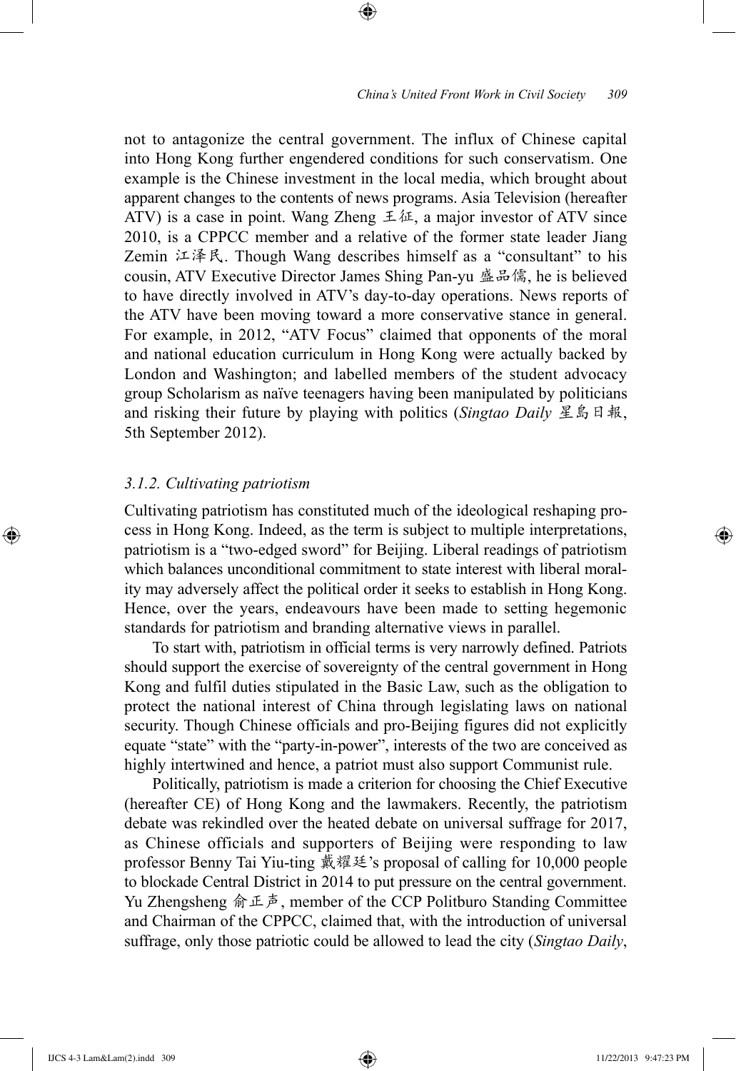not to antagonize the central government. The influx of Chinese capital into Hong Kong further engendered conditions for such conservatism. One example is the Chinese investment in the local media, which brought about apparent changes to the contents of news programs. Asia Television (hereafter ATV) is a case in point. Wang Zheng 王征, a major investor of ATV since 2010, is a CPPCC member and a relative of the former state leader Jiang Zemin 江泽民. Though Wang describes himself as a "consultant" to his cousin, ATV Executive Director James Shing Pan-yu 盛品儒, he is believed to have directly involved in ATV's day-to-day operations. News reports of the ATV have been moving toward a more conservative stance in general. For example, in 2012, "ATV Focus" claimed that opponents of the moral and national education curriculum in Hong Kong were actually backed by London and Washington; and labelled members of the student advocacy group Scholarism as naïve teenagers having been manipulated by politicians and risking their future by playing with politics (*Singtao Daily* 星島日報, 5th September 2012).

### *3.1.2. Cultivating patriotism*

Cultivating patriotism has constituted much of the ideological reshaping process in Hong Kong. Indeed, as the term is subject to multiple interpretations, patriotism is a "two-edged sword" for Beijing. Liberal readings of patriotism which balances unconditional commitment to state interest with liberal morality may adversely affect the political order it seeks to establish in Hong Kong. Hence, over the years, endeavours have been made to setting hegemonic standards for patriotism and branding alternative views in parallel.

To start with, patriotism in official terms is very narrowly defined. Patriots should support the exercise of sovereignty of the central government in Hong Kong and fulfil duties stipulated in the Basic Law, such as the obligation to protect the national interest of China through legislating laws on national security. Though Chinese officials and pro-Beijing figures did not explicitly equate "state" with the "party-in-power", interests of the two are conceived as highly intertwined and hence, a patriot must also support Communist rule.

Politically, patriotism is made a criterion for choosing the Chief Executive (hereafter CE) of Hong Kong and the lawmakers. Recently, the patriotism debate was rekindled over the heated debate on universal suffrage for 2017, as Chinese officials and supporters of Beijing were responding to law professor Benny Tai Yiu-ting 戴耀廷's proposal of calling for 10,000 people to blockade Central District in 2014 to put pressure on the central government. Yu Zhengsheng 俞正声, member of the CCP Politburo Standing Committee and Chairman of the CPPCC, claimed that, with the introduction of universal suffrage, only those patriotic could be allowed to lead the city (*Singtao Daily*,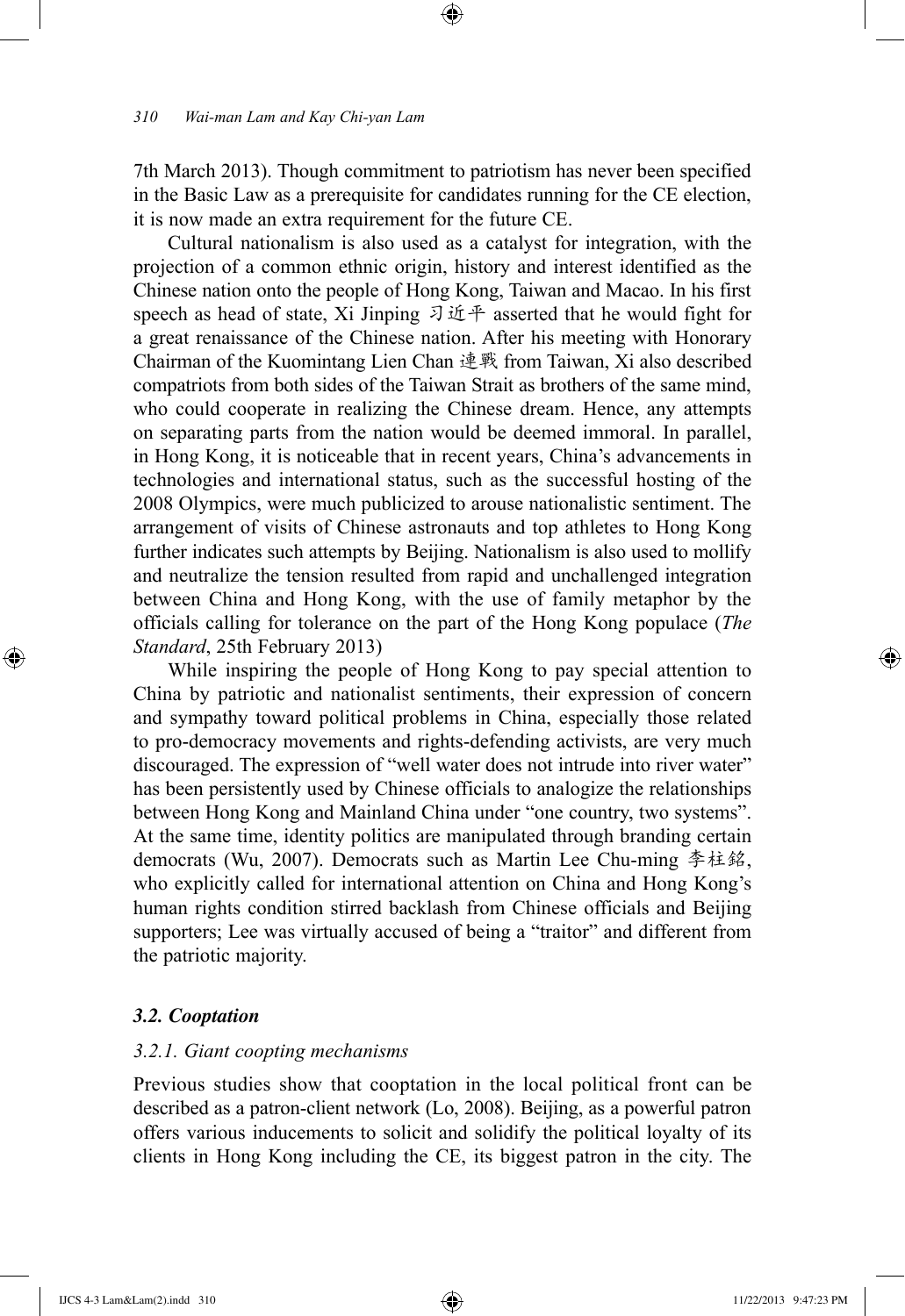7th March 2013). Though commitment to patriotism has never been specified in the Basic Law as a prerequisite for candidates running for the CE election, it is now made an extra requirement for the future CE.

Cultural nationalism is also used as a catalyst for integration, with the projection of a common ethnic origin, history and interest identified as the Chinese nation onto the people of Hong Kong, Taiwan and Macao. In his first speech as head of state, Xi Jinping 习近平 asserted that he would fight for a great renaissance of the Chinese nation. After his meeting with Honorary Chairman of the Kuomintang Lien Chan 連戰 from Taiwan, Xi also described compatriots from both sides of the Taiwan Strait as brothers of the same mind, who could cooperate in realizing the Chinese dream. Hence, any attempts on separating parts from the nation would be deemed immoral. In parallel, in Hong Kong, it is noticeable that in recent years, China's advancements in technologies and international status, such as the successful hosting of the 2008 Olympics, were much publicized to arouse nationalistic sentiment. The arrangement of visits of Chinese astronauts and top athletes to Hong Kong further indicates such attempts by Beijing. Nationalism is also used to mollify and neutralize the tension resulted from rapid and unchallenged integration between China and Hong Kong, with the use of family metaphor by the officials calling for tolerance on the part of the Hong Kong populace (*The Standard*, 25th February 2013)

While inspiring the people of Hong Kong to pay special attention to China by patriotic and nationalist sentiments, their expression of concern and sympathy toward political problems in China, especially those related to pro-democracy movements and rights-defending activists, are very much discouraged. The expression of "well water does not intrude into river water" has been persistently used by Chinese officials to analogize the relationships between Hong Kong and Mainland China under "one country, two systems". At the same time, identity politics are manipulated through branding certain democrats (Wu, 2007). Democrats such as Martin Lee Chu-ming 李柱銘, who explicitly called for international attention on China and Hong Kong's human rights condition stirred backlash from Chinese officials and Beijing supporters; Lee was virtually accused of being a "traitor" and different from the patriotic majority.

### *3.2. Cooptation*

#### *3.2.1. Giant coopting mechanisms*

Previous studies show that cooptation in the local political front can be described as a patron-client network (Lo, 2008). Beijing, as a powerful patron offers various inducements to solicit and solidify the political loyalty of its clients in Hong Kong including the CE, its biggest patron in the city. The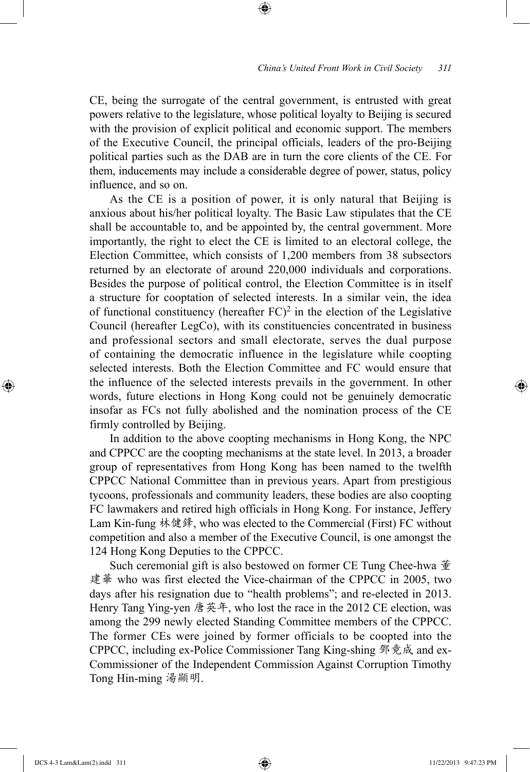CE, being the surrogate of the central government, is entrusted with great powers relative to the legislature, whose political loyalty to Beijing is secured with the provision of explicit political and economic support. The members of the Executive Council, the principal officials, leaders of the pro-Beijing political parties such as the DAB are in turn the core clients of the CE. For them, inducements may include a considerable degree of power, status, policy influence, and so on.

As the CE is a position of power, it is only natural that Beijing is anxious about his/her political loyalty. The Basic Law stipulates that the CE shall be accountable to, and be appointed by, the central government. More importantly, the right to elect the CE is limited to an electoral college, the Election Committee, which consists of 1,200 members from 38 subsectors returned by an electorate of around 220,000 individuals and corporations. Besides the purpose of political control, the Election Committee is in itself a structure for cooptation of selected interests. In a similar vein, the idea of functional constituency (hereafter FC)[2] in the election of the Legislative Council (hereafter LegCo), with its constituencies concentrated in business and professional sectors and small electorate, serves the dual purpose of containing the democratic influence in the legislature while coopting selected interests. Both the Election Committee and FC would ensure that the influence of the selected interests prevails in the government. In other words, future elections in Hong Kong could not be genuinely democratic insofar as FCs not fully abolished and the nomination process of the CE firmly controlled by Beijing.

In addition to the above coopting mechanisms in Hong Kong, the NPC and CPPCC are the coopting mechanisms at the state level. In 2013, a broader group of representatives from Hong Kong has been named to the twelfth CPPCC National Committee than in previous years. Apart from prestigious tycoons, professionals and community leaders, these bodies are also coopting FC lawmakers and retired high officials in Hong Kong. For instance, Jeffery Lam Kin-fung 林健鋒, who was elected to the Commercial (First) FC without competition and also a member of the Executive Council, is one amongst the 124 Hong Kong Deputies to the CPPCC.

Such ceremonial gift is also bestowed on former CE Tung Chee-hwa 董建華 who was first elected the Vice-chairman of the CPPCC in 2005, two days after his resignation due to "health problems"; and re-elected in 2013. Henry Tang Ying-yen 唐英年, who lost the race in the 2012 CE election, was among the 299 newly elected Standing Committee members of the CPPCC. The former CEs were joined by former officials to be coopted into the CPPCC, including ex-Police Commissioner Tang King-shing 鄧竟成 and ex-Commissioner of the Independent Commission Against Corruption Timothy Tong Hin-ming 湯顯明.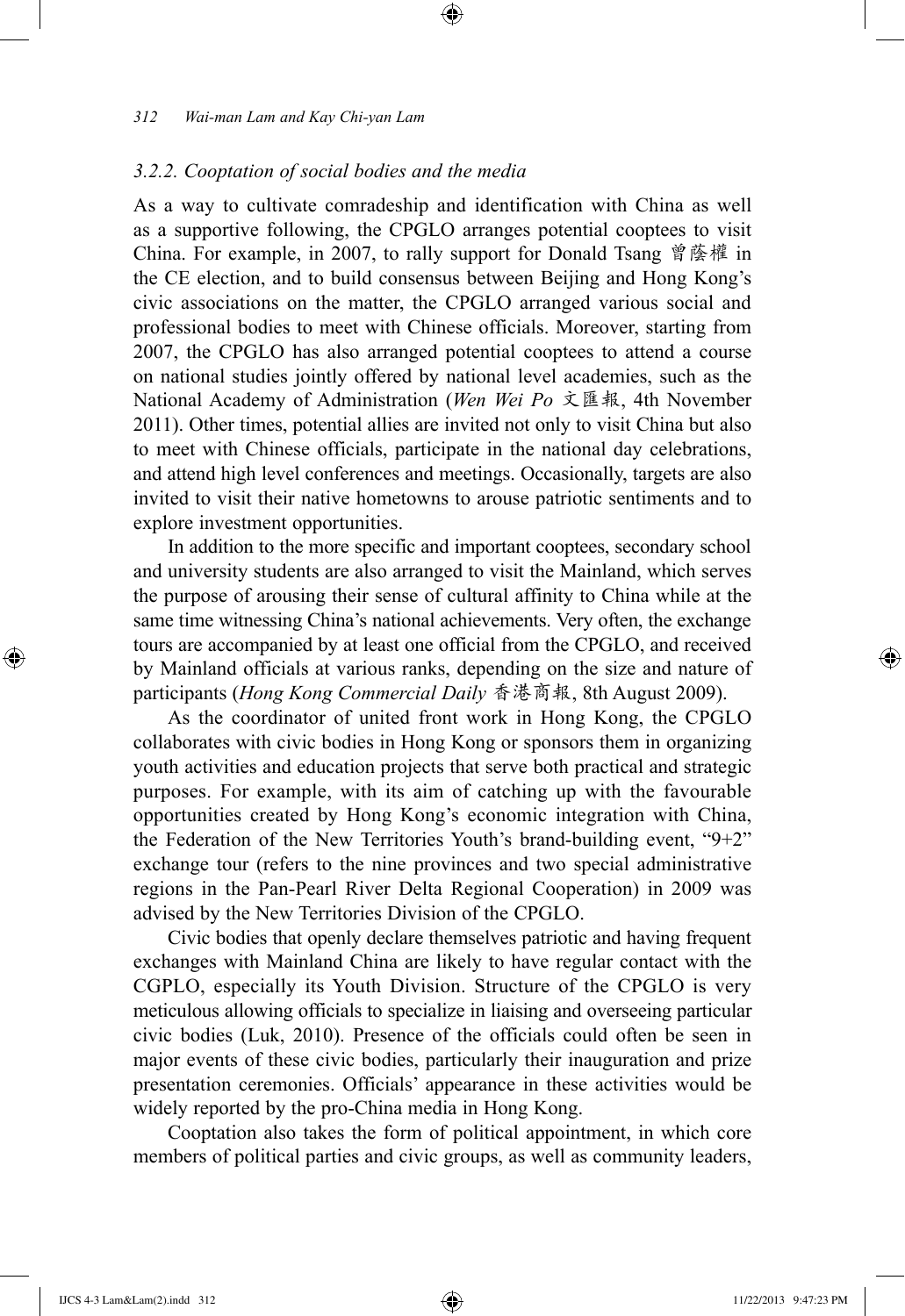### *3.2.2. Cooptation of social bodies and the media*

As a way to cultivate comradeship and identification with China as well as a supportive following, the CPGLO arranges potential cooptees to visit China. For example, in 2007, to rally support for Donald Tsang 曾蔭權 in the CE election, and to build consensus between Beijing and Hong Kong's civic associations on the matter, the CPGLO arranged various social and professional bodies to meet with Chinese officials. Moreover, starting from 2007, the CPGLO has also arranged potential cooptees to attend a course on national studies jointly offered by national level academies, such as the National Academy of Administration (*Wen Wei Po* 文匯報, 4th November 2011). Other times, potential allies are invited not only to visit China but also to meet with Chinese officials, participate in the national day celebrations, and attend high level conferences and meetings. Occasionally, targets are also invited to visit their native hometowns to arouse patriotic sentiments and to explore investment opportunities.

In addition to the more specific and important cooptees, secondary school and university students are also arranged to visit the Mainland, which serves the purpose of arousing their sense of cultural affinity to China while at the same time witnessing China's national achievements. Very often, the exchange tours are accompanied by at least one official from the CPGLO, and received by Mainland officials at various ranks, depending on the size and nature of participants (*Hong Kong Commercial Daily* 香港商報, 8th August 2009).

As the coordinator of united front work in Hong Kong, the CPGLO collaborates with civic bodies in Hong Kong or sponsors them in organizing youth activities and education projects that serve both practical and strategic purposes. For example, with its aim of catching up with the favourable opportunities created by Hong Kong's economic integration with China, the Federation of the New Territories Youth's brand-building event, "9+2" exchange tour (refers to the nine provinces and two special administrative regions in the Pan-Pearl River Delta Regional Cooperation) in 2009 was advised by the New Territories Division of the CPGLO.

Civic bodies that openly declare themselves patriotic and having frequent exchanges with Mainland China are likely to have regular contact with the CGPLO, especially its Youth Division. Structure of the CPGLO is very meticulous allowing officials to specialize in liaising and overseeing particular civic bodies (Luk, 2010). Presence of the officials could often be seen in major events of these civic bodies, particularly their inauguration and prize presentation ceremonies. Officials' appearance in these activities would be widely reported by the pro-China media in Hong Kong.

Cooptation also takes the form of political appointment, in which core members of political parties and civic groups, as well as community leaders,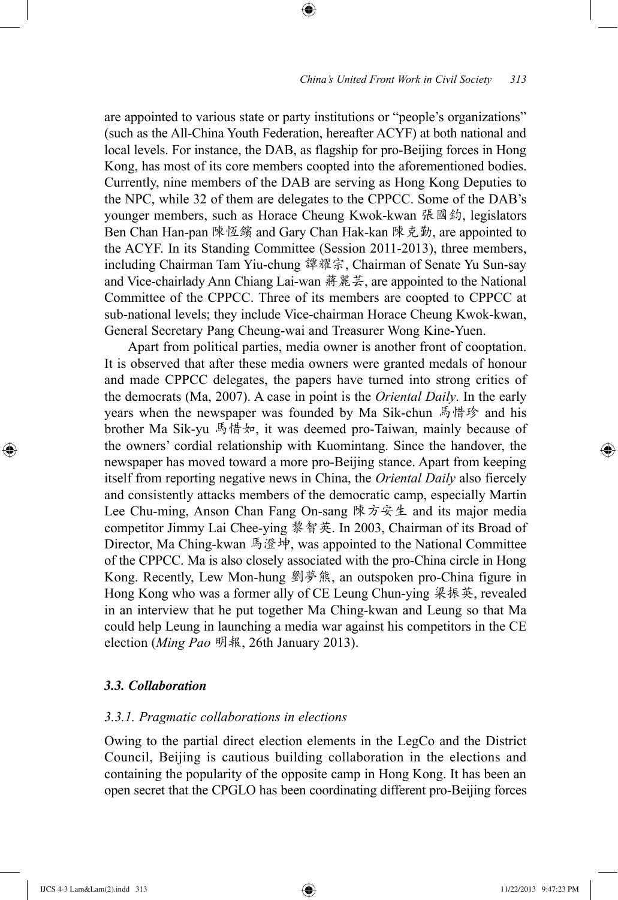are appointed to various state or party institutions or "people's organizations" (such as the All-China Youth Federation, hereafter ACYF) at both national and local levels. For instance, the DAB, as flagship for pro-Beijing forces in Hong Kong, has most of its core members coopted into the aforementioned bodies. Currently, nine members of the DAB are serving as Hong Kong Deputies to the NPC, while 32 of them are delegates to the CPPCC. Some of the DAB's younger members, such as Horace Cheung Kwok-kwan 張國鈞, legislators Ben Chan Han-pan 陳恒鑌 and Gary Chan Hak-kan 陳克勤, are appointed to the ACYF. In its Standing Committee (Session 2011-2013), three members, including Chairman Tam Yiu-chung 譚耀宗, Chairman of Senate Yu Sun-say and Vice-chairlady Ann Chiang Lai-wan 蔣麗芸, are appointed to the National Committee of the CPPCC. Three of its members are coopted to CPPCC at sub-national levels; they include Vice-chairman Horace Cheung Kwok-kwan, General Secretary Pang Cheung-wai and Treasurer Wong Kine-Yuen.

Apart from political parties, media owner is another front of cooptation. It is observed that after these media owners were granted medals of honour and made CPPCC delegates, the papers have turned into strong critics of the democrats (Ma, 2007). A case in point is the *Oriental Daily*. In the early years when the newspaper was founded by Ma Sik-chun 馬惜珍 and his brother Ma Sik-yu 馬惜如, it was deemed pro-Taiwan, mainly because of the owners' cordial relationship with Kuomintang. Since the handover, the newspaper has moved toward a more pro-Beijing stance. Apart from keeping itself from reporting negative news in China, the *Oriental Daily* also fiercely and consistently attacks members of the democratic camp, especially Martin Lee Chu-ming, Anson Chan Fang On-sang 陳方安生 and its major media competitor Jimmy Lai Chee-ying 黎智英. In 2003, Chairman of its Broad of Director, Ma Ching-kwan 馬澄坤, was appointed to the National Committee of the CPPCC. Ma is also closely associated with the pro-China circle in Hong Kong. Recently, Lew Mon-hung 劉夢熊, an outspoken pro-China figure in Hong Kong who was a former ally of CE Leung Chun-ying 梁振英, revealed in an interview that he put together Ma Ching-kwan and Leung so that Ma could help Leung in launching a media war against his competitors in the CE election (*Ming Pao* 明報, 26th January 2013).

### *3.3. Collaboration*

#### *3.3.1. Pragmatic collaborations in elections*

Owing to the partial direct election elements in the LegCo and the District Council, Beijing is cautious building collaboration in the elections and containing the popularity of the opposite camp in Hong Kong. It has been an open secret that the CPGLO has been coordinating different pro-Beijing forces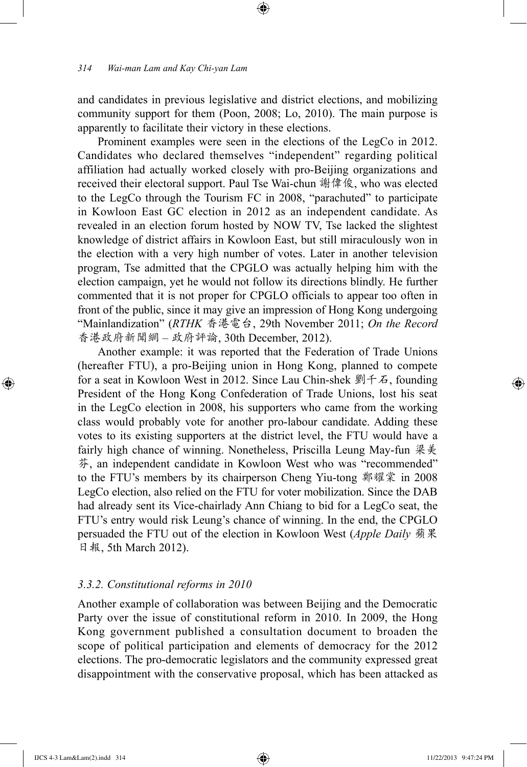and candidates in previous legislative and district elections, and mobilizing community support for them (Poon, 2008; Lo, 2010). The main purpose is apparently to facilitate their victory in these elections.

Prominent examples were seen in the elections of the LegCo in 2012. Candidates who declared themselves "independent" regarding political affiliation had actually worked closely with pro-Beijing organizations and received their electoral support. Paul Tse Wai-chun 謝偉俊, who was elected to the LegCo through the Tourism FC in 2008, "parachuted" to participate in Kowloon East GC election in 2012 as an independent candidate. As revealed in an election forum hosted by NOW TV, Tse lacked the slightest knowledge of district affairs in Kowloon East, but still miraculously won in the election with a very high number of votes. Later in another television program, Tse admitted that the CPGLO was actually helping him with the election campaign, yet he would not follow its directions blindly. He further commented that it is not proper for CPGLO officials to appear too often in front of the public, since it may give an impression of Hong Kong undergoing "Mainlandization" (*RTHK* 香港電台, 29th November 2011; *On the Record* 香港政府新聞網 – 政府評論, 30th December, 2012).

Another example: it was reported that the Federation of Trade Unions (hereafter FTU), a pro-Beijing union in Hong Kong, planned to compete for a seat in Kowloon West in 2012. Since Lau Chin-shek 劉千石, founding President of the Hong Kong Confederation of Trade Unions, lost his seat in the LegCo election in 2008, his supporters who came from the working class would probably vote for another pro-labour candidate. Adding these votes to its existing supporters at the district level, the FTU would have a fairly high chance of winning. Nonetheless, Priscilla Leung May-fun 梁美芬, an independent candidate in Kowloon West who was "recommended" to the FTU's members by its chairperson Cheng Yiu-tong 鄭耀棠 in 2008 LegCo election, also relied on the FTU for voter mobilization. Since the DAB had already sent its Vice-chairlady Ann Chiang to bid for a LegCo seat, the FTU's entry would risk Leung's chance of winning. In the end, the CPGLO persuaded the FTU out of the election in Kowloon West (*Apple Daily* 蘋果日報, 5th March 2012).

### *3.3.2. Constitutional reforms in 2010*

Another example of collaboration was between Beijing and the Democratic Party over the issue of constitutional reform in 2010. In 2009, the Hong Kong government published a consultation document to broaden the scope of political participation and elements of democracy for the 2012 elections. The pro-democratic legislators and the community expressed great disappointment with the conservative proposal, which has been attacked as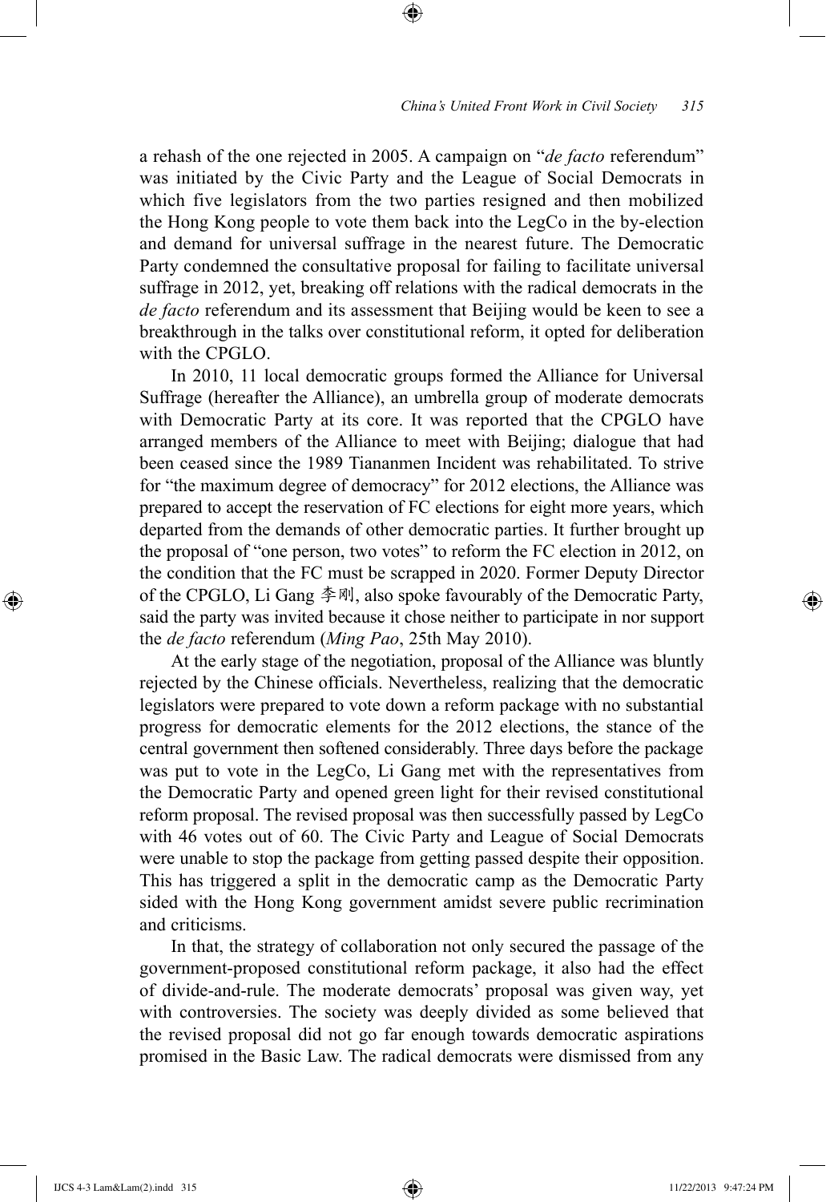a rehash of the one rejected in 2005. A campaign on "*de facto* referendum" was initiated by the Civic Party and the League of Social Democrats in which five legislators from the two parties resigned and then mobilized the Hong Kong people to vote them back into the LegCo in the by-election and demand for universal suffrage in the nearest future. The Democratic Party condemned the consultative proposal for failing to facilitate universal suffrage in 2012, yet, breaking off relations with the radical democrats in the *de facto* referendum and its assessment that Beijing would be keen to see a breakthrough in the talks over constitutional reform, it opted for deliberation with the CPGLO.

In 2010, 11 local democratic groups formed the Alliance for Universal Suffrage (hereafter the Alliance), an umbrella group of moderate democrats with Democratic Party at its core. It was reported that the CPGLO have arranged members of the Alliance to meet with Beijing; dialogue that had been ceased since the 1989 Tiananmen Incident was rehabilitated. To strive for "the maximum degree of democracy" for 2012 elections, the Alliance was prepared to accept the reservation of FC elections for eight more years, which departed from the demands of other democratic parties. It further brought up the proposal of "one person, two votes" to reform the FC election in 2012, on the condition that the FC must be scrapped in 2020. Former Deputy Director of the CPGLO, Li Gang 李刚, also spoke favourably of the Democratic Party, said the party was invited because it chose neither to participate in nor support the *de facto* referendum (*Ming Pao*, 25th May 2010).

At the early stage of the negotiation, proposal of the Alliance was bluntly rejected by the Chinese officials. Nevertheless, realizing that the democratic legislators were prepared to vote down a reform package with no substantial progress for democratic elements for the 2012 elections, the stance of the central government then softened considerably. Three days before the package was put to vote in the LegCo, Li Gang met with the representatives from the Democratic Party and opened green light for their revised constitutional reform proposal. The revised proposal was then successfully passed by LegCo with 46 votes out of 60. The Civic Party and League of Social Democrats were unable to stop the package from getting passed despite their opposition. This has triggered a split in the democratic camp as the Democratic Party sided with the Hong Kong government amidst severe public recrimination and criticisms.

In that, the strategy of collaboration not only secured the passage of the government-proposed constitutional reform package, it also had the effect of divide-and-rule. The moderate democrats' proposal was given way, yet with controversies. The society was deeply divided as some believed that the revised proposal did not go far enough towards democratic aspirations promised in the Basic Law. The radical democrats were dismissed from any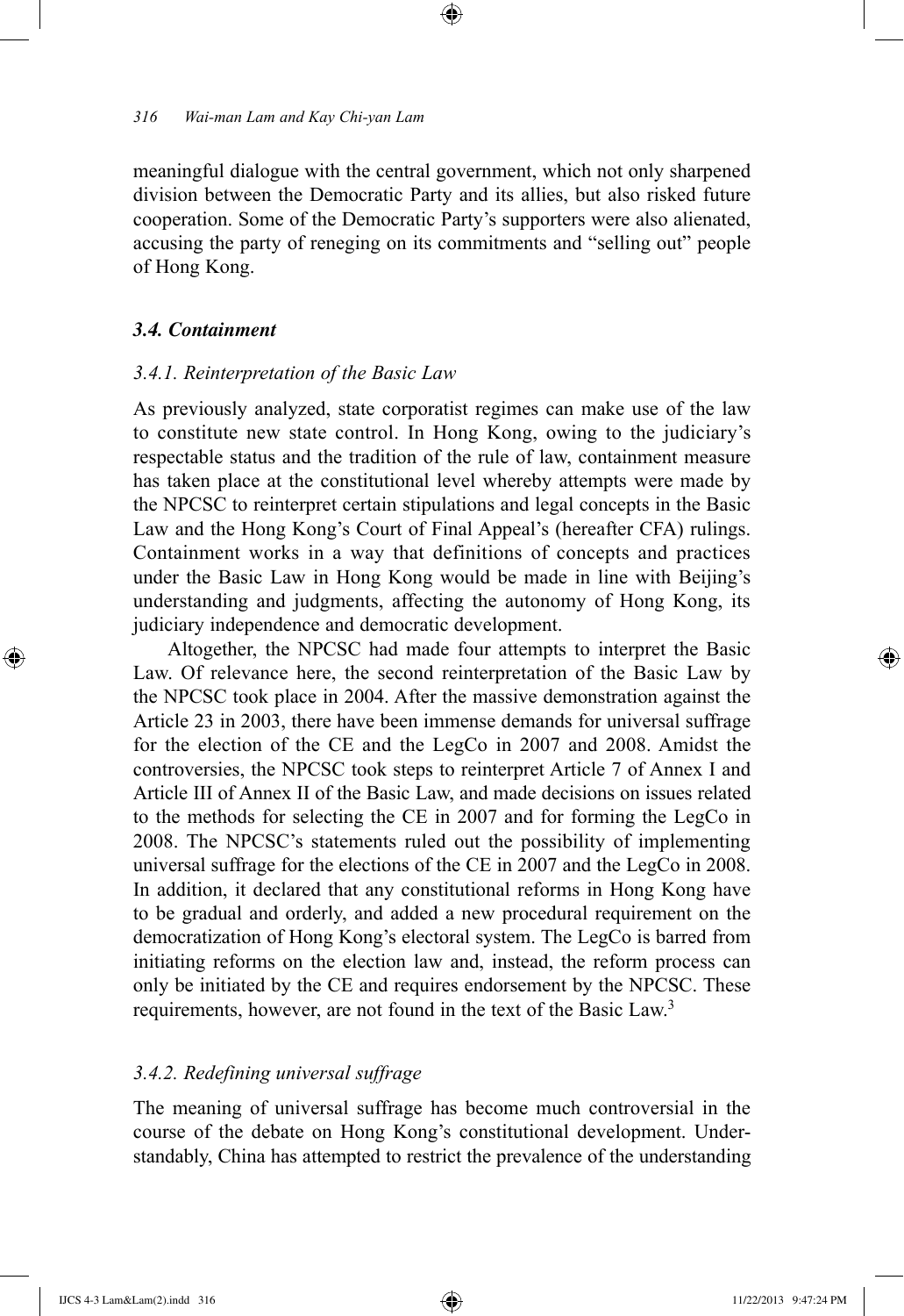meaningful dialogue with the central government, which not only sharpened division between the Democratic Party and its allies, but also risked future cooperation. Some of the Democratic Party's supporters were also alienated, accusing the party of reneging on its commitments and "selling out" people of Hong Kong.

### *3.4. Containment*

#### *3.4.1. Reinterpretation of the Basic Law*

As previously analyzed, state corporatist regimes can make use of the law to constitute new state control. In Hong Kong, owing to the judiciary's respectable status and the tradition of the rule of law, containment measure has taken place at the constitutional level whereby attempts were made by the NPCSC to reinterpret certain stipulations and legal concepts in the Basic Law and the Hong Kong's Court of Final Appeal's (hereafter CFA) rulings. Containment works in a way that definitions of concepts and practices under the Basic Law in Hong Kong would be made in line with Beijing's understanding and judgments, affecting the autonomy of Hong Kong, its judiciary independence and democratic development.

Altogether, the NPCSC had made four attempts to interpret the Basic Law. Of relevance here, the second reinterpretation of the Basic Law by the NPCSC took place in 2004. After the massive demonstration against the Article 23 in 2003, there have been immense demands for universal suffrage for the election of the CE and the LegCo in 2007 and 2008. Amidst the controversies, the NPCSC took steps to reinterpret Article 7 of Annex I and Article III of Annex II of the Basic Law, and made decisions on issues related to the methods for selecting the CE in 2007 and for forming the LegCo in 2008. The NPCSC's statements ruled out the possibility of implementing universal suffrage for the elections of the CE in 2007 and the LegCo in 2008. In addition, it declared that any constitutional reforms in Hong Kong have to be gradual and orderly, and added a new procedural requirement on the democratization of Hong Kong's electoral system. The LegCo is barred from initiating reforms on the election law and, instead, the reform process can only be initiated by the CE and requires endorsement by the NPCSC. These requirements, however, are not found in the text of the Basic Law.[3]

#### *3.4.2. Redefining universal suffrage*

The meaning of universal suffrage has become much controversial in the course of the debate on Hong Kong's constitutional development. Understandably, China has attempted to restrict the prevalence of the understanding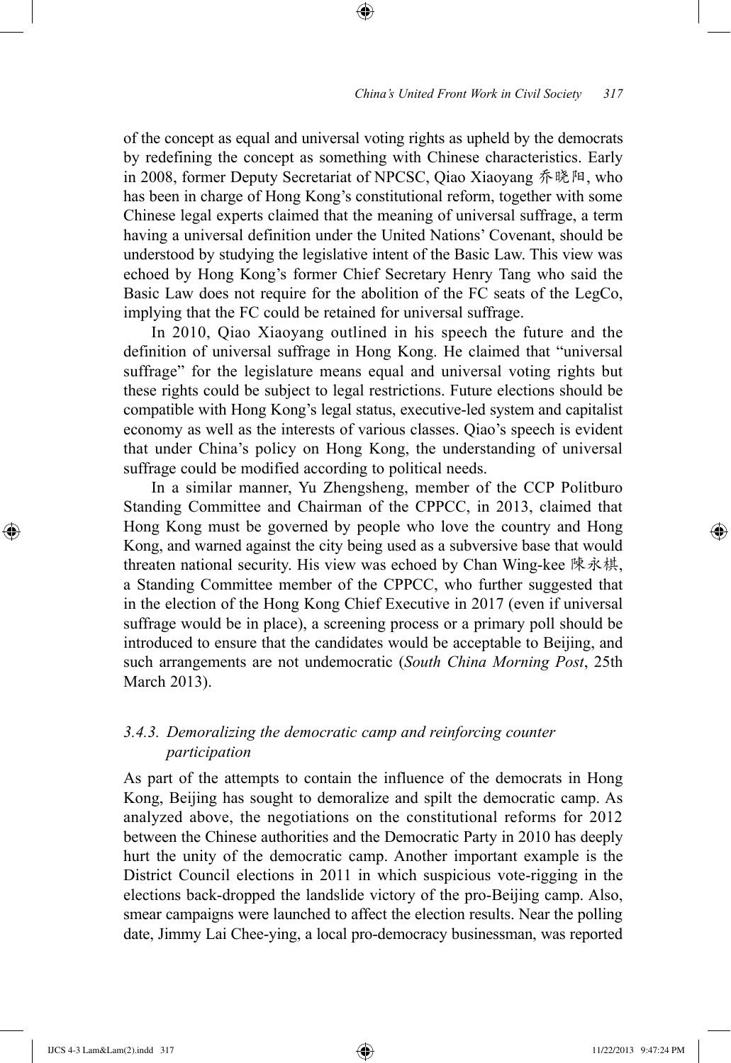of the concept as equal and universal voting rights as upheld by the democrats by redefining the concept as something with Chinese characteristics. Early in 2008, former Deputy Secretariat of NPCSC, Qiao Xiaoyang 乔晓阳, who has been in charge of Hong Kong's constitutional reform, together with some Chinese legal experts claimed that the meaning of universal suffrage, a term having a universal definition under the United Nations' Covenant, should be understood by studying the legislative intent of the Basic Law. This view was echoed by Hong Kong's former Chief Secretary Henry Tang who said the Basic Law does not require for the abolition of the FC seats of the LegCo, implying that the FC could be retained for universal suffrage.

In 2010, Qiao Xiaoyang outlined in his speech the future and the definition of universal suffrage in Hong Kong. He claimed that "universal suffrage" for the legislature means equal and universal voting rights but these rights could be subject to legal restrictions. Future elections should be compatible with Hong Kong's legal status, executive-led system and capitalist economy as well as the interests of various classes. Qiao's speech is evident that under China's policy on Hong Kong, the understanding of universal suffrage could be modified according to political needs.

In a similar manner, Yu Zhengsheng, member of the CCP Politburo Standing Committee and Chairman of the CPPCC, in 2013, claimed that Hong Kong must be governed by people who love the country and Hong Kong, and warned against the city being used as a subversive base that would threaten national security. His view was echoed by Chan Wing-kee 陳永棋, a Standing Committee member of the CPPCC, who further suggested that in the election of the Hong Kong Chief Executive in 2017 (even if universal suffrage would be in place), a screening process or a primary poll should be introduced to ensure that the candidates would be acceptable to Beijing, and such arrangements are not undemocratic (*South China Morning Post*, 25th March 2013).

### *3.4.3. Demoralizing the democratic camp and reinforcing counter participation*

As part of the attempts to contain the influence of the democrats in Hong Kong, Beijing has sought to demoralize and spilt the democratic camp. As analyzed above, the negotiations on the constitutional reforms for 2012 between the Chinese authorities and the Democratic Party in 2010 has deeply hurt the unity of the democratic camp. Another important example is the District Council elections in 2011 in which suspicious vote-rigging in the elections back-dropped the landslide victory of the pro-Beijing camp. Also, smear campaigns were launched to affect the election results. Near the polling date, Jimmy Lai Chee-ying, a local pro-democracy businessman, was reported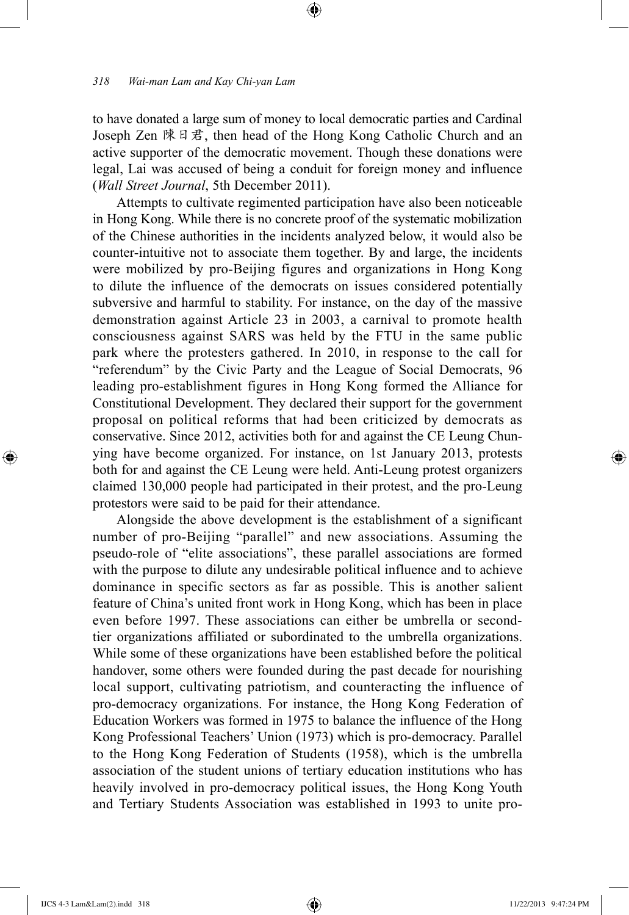to have donated a large sum of money to local democratic parties and Cardinal Joseph Zen 陳日君, then head of the Hong Kong Catholic Church and an active supporter of the democratic movement. Though these donations were legal, Lai was accused of being a conduit for foreign money and influence (*Wall Street Journal*, 5th December 2011).

Attempts to cultivate regimented participation have also been noticeable in Hong Kong. While there is no concrete proof of the systematic mobilization of the Chinese authorities in the incidents analyzed below, it would also be counter-intuitive not to associate them together. By and large, the incidents were mobilized by pro-Beijing figures and organizations in Hong Kong to dilute the influence of the democrats on issues considered potentially subversive and harmful to stability. For instance, on the day of the massive demonstration against Article 23 in 2003, a carnival to promote health consciousness against SARS was held by the FTU in the same public park where the protesters gathered. In 2010, in response to the call for "referendum" by the Civic Party and the League of Social Democrats, 96 leading pro-establishment figures in Hong Kong formed the Alliance for Constitutional Development. They declared their support for the government proposal on political reforms that had been criticized by democrats as conservative. Since 2012, activities both for and against the CE Leung Chun-ying have become organized. For instance, on 1st January 2013, protests both for and against the CE Leung were held. Anti-Leung protest organizers claimed 130,000 people had participated in their protest, and the pro-Leung protestors were said to be paid for their attendance.

Alongside the above development is the establishment of a significant number of pro-Beijing "parallel" and new associations. Assuming the pseudo-role of "elite associations", these parallel associations are formed with the purpose to dilute any undesirable political influence and to achieve dominance in specific sectors as far as possible. This is another salient feature of China's united front work in Hong Kong, which has been in place even before 1997. These associations can either be umbrella or second-tier organizations affiliated or subordinated to the umbrella organizations. While some of these organizations have been established before the political handover, some others were founded during the past decade for nourishing local support, cultivating patriotism, and counteracting the influence of pro-democracy organizations. For instance, the Hong Kong Federation of Education Workers was formed in 1975 to balance the influence of the Hong Kong Professional Teachers' Union (1973) which is pro-democracy. Parallel to the Hong Kong Federation of Students (1958), which is the umbrella association of the student unions of tertiary education institutions who has heavily involved in pro-democracy political issues, the Hong Kong Youth and Tertiary Students Association was established in 1993 to unite pro-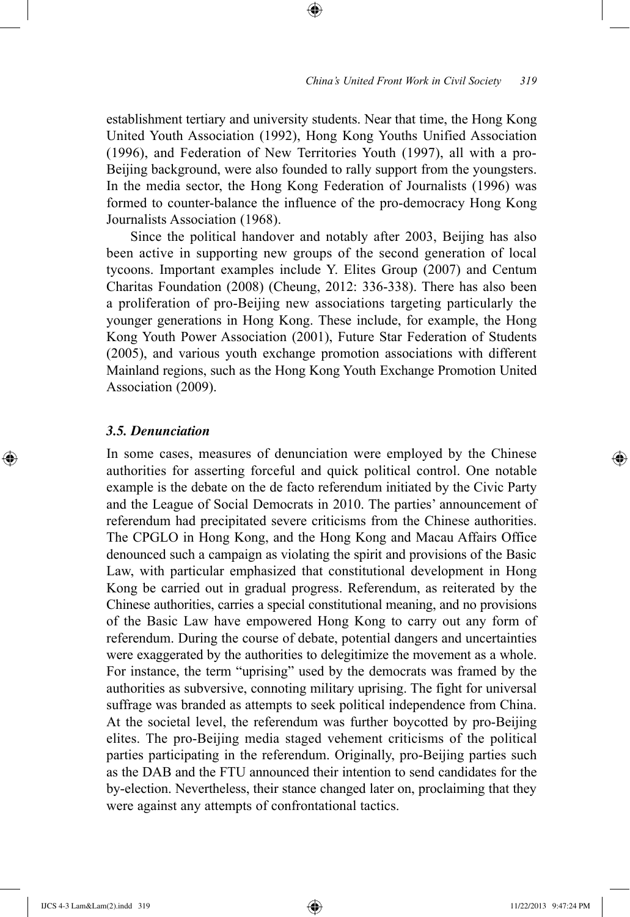establishment tertiary and university students. Near that time, the Hong Kong United Youth Association (1992), Hong Kong Youths Unified Association (1996), and Federation of New Territories Youth (1997), all with a pro-Beijing background, were also founded to rally support from the youngsters. In the media sector, the Hong Kong Federation of Journalists (1996) was formed to counter-balance the influence of the pro-democracy Hong Kong Journalists Association (1968).

Since the political handover and notably after 2003, Beijing has also been active in supporting new groups of the second generation of local tycoons. Important examples include Y. Elites Group (2007) and Centum Charitas Foundation (2008) (Cheung, 2012: 336-338). There has also been a proliferation of pro-Beijing new associations targeting particularly the younger generations in Hong Kong. These include, for example, the Hong Kong Youth Power Association (2001), Future Star Federation of Students (2005), and various youth exchange promotion associations with different Mainland regions, such as the Hong Kong Youth Exchange Promotion United Association (2009).

### *3.5. Denunciation*

In some cases, measures of denunciation were employed by the Chinese authorities for asserting forceful and quick political control. One notable example is the debate on the de facto referendum initiated by the Civic Party and the League of Social Democrats in 2010. The parties' announcement of referendum had precipitated severe criticisms from the Chinese authorities. The CPGLO in Hong Kong, and the Hong Kong and Macau Affairs Office denounced such a campaign as violating the spirit and provisions of the Basic Law, with particular emphasized that constitutional development in Hong Kong be carried out in gradual progress. Referendum, as reiterated by the Chinese authorities, carries a special constitutional meaning, and no provisions of the Basic Law have empowered Hong Kong to carry out any form of referendum. During the course of debate, potential dangers and uncertainties were exaggerated by the authorities to delegitimize the movement as a whole. For instance, the term "uprising" used by the democrats was framed by the authorities as subversive, connoting military uprising. The fight for universal suffrage was branded as attempts to seek political independence from China. At the societal level, the referendum was further boycotted by pro-Beijing elites. The pro-Beijing media staged vehement criticisms of the political parties participating in the referendum. Originally, pro-Beijing parties such as the DAB and the FTU announced their intention to send candidates for the by-election. Nevertheless, their stance changed later on, proclaiming that they were against any attempts of confrontational tactics.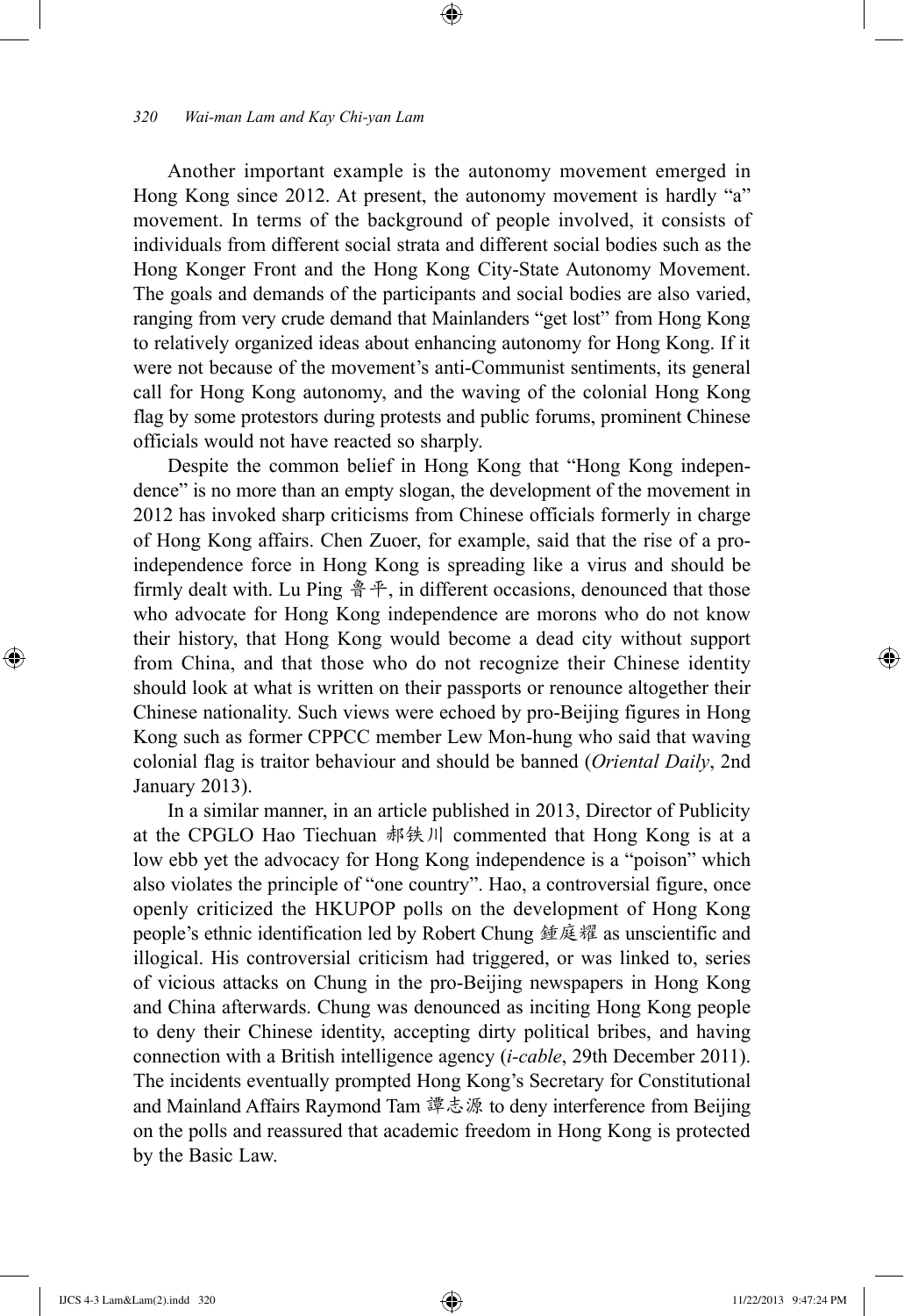Another important example is the autonomy movement emerged in Hong Kong since 2012. At present, the autonomy movement is hardly "a" movement. In terms of the background of people involved, it consists of individuals from different social strata and different social bodies such as the Hong Konger Front and the Hong Kong City-State Autonomy Movement. The goals and demands of the participants and social bodies are also varied, ranging from very crude demand that Mainlanders "get lost" from Hong Kong to relatively organized ideas about enhancing autonomy for Hong Kong. If it were not because of the movement's anti-Communist sentiments, its general call for Hong Kong autonomy, and the waving of the colonial Hong Kong flag by some protestors during protests and public forums, prominent Chinese officials would not have reacted so sharply.

Despite the common belief in Hong Kong that "Hong Kong independence" is no more than an empty slogan, the development of the movement in 2012 has invoked sharp criticisms from Chinese officials formerly in charge of Hong Kong affairs. Chen Zuoer, for example, said that the rise of a pro-independence force in Hong Kong is spreading like a virus and should be firmly dealt with. Lu Ping 鲁平, in different occasions, denounced that those who advocate for Hong Kong independence are morons who do not know their history, that Hong Kong would become a dead city without support from China, and that those who do not recognize their Chinese identity should look at what is written on their passports or renounce altogether their Chinese nationality. Such views were echoed by pro-Beijing figures in Hong Kong such as former CPPCC member Lew Mon-hung who said that waving colonial flag is traitor behaviour and should be banned (*Oriental Daily*, 2nd January 2013).

In a similar manner, in an article published in 2013, Director of Publicity at the CPGLO Hao Tiechuan 郝铁川 commented that Hong Kong is at a low ebb yet the advocacy for Hong Kong independence is a "poison" which also violates the principle of "one country". Hao, a controversial figure, once openly criticized the HKUPOP polls on the development of Hong Kong people's ethnic identification led by Robert Chung 鍾庭耀 as unscientific and illogical. His controversial criticism had triggered, or was linked to, series of vicious attacks on Chung in the pro-Beijing newspapers in Hong Kong and China afterwards. Chung was denounced as inciting Hong Kong people to deny their Chinese identity, accepting dirty political bribes, and having connection with a British intelligence agency (*i-cable*, 29th December 2011). The incidents eventually prompted Hong Kong's Secretary for Constitutional and Mainland Affairs Raymond Tam 譚志源 to deny interference from Beijing on the polls and reassured that academic freedom in Hong Kong is protected by the Basic Law.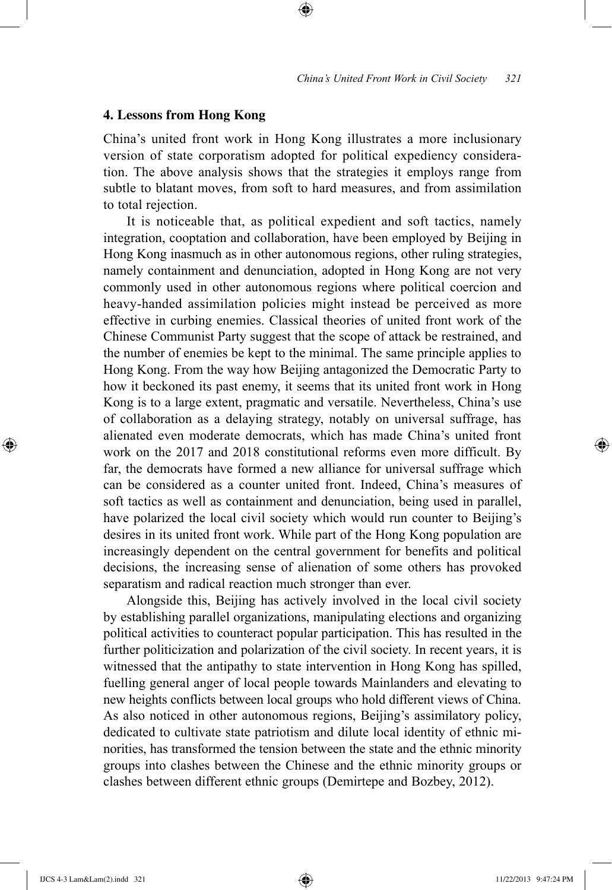## 4. Lessons from Hong Kong

China's united front work in Hong Kong illustrates a more inclusionary version of state corporatism adopted for political expediency consideration. The above analysis shows that the strategies it employs range from subtle to blatant moves, from soft to hard measures, and from assimilation to total rejection.

It is noticeable that, as political expedient and soft tactics, namely integration, cooptation and collaboration, have been employed by Beijing in Hong Kong inasmuch as in other autonomous regions, other ruling strategies, namely containment and denunciation, adopted in Hong Kong are not very commonly used in other autonomous regions where political coercion and heavy-handed assimilation policies might instead be perceived as more effective in curbing enemies. Classical theories of united front work of the Chinese Communist Party suggest that the scope of attack be restrained, and the number of enemies be kept to the minimal. The same principle applies to Hong Kong. From the way how Beijing antagonized the Democratic Party to how it beckoned its past enemy, it seems that its united front work in Hong Kong is to a large extent, pragmatic and versatile. Nevertheless, China's use of collaboration as a delaying strategy, notably on universal suffrage, has alienated even moderate democrats, which has made China's united front work on the 2017 and 2018 constitutional reforms even more difficult. By far, the democrats have formed a new alliance for universal suffrage which can be considered as a counter united front. Indeed, China's measures of soft tactics as well as containment and denunciation, being used in parallel, have polarized the local civil society which would run counter to Beijing's desires in its united front work. While part of the Hong Kong population are increasingly dependent on the central government for benefits and political decisions, the increasing sense of alienation of some others has provoked separatism and radical reaction much stronger than ever.

Alongside this, Beijing has actively involved in the local civil society by establishing parallel organizations, manipulating elections and organizing political activities to counteract popular participation. This has resulted in the further politicization and polarization of the civil society. In recent years, it is witnessed that the antipathy to state intervention in Hong Kong has spilled, fuelling general anger of local people towards Mainlanders and elevating to new heights conflicts between local groups who hold different views of China. As also noticed in other autonomous regions, Beijing's assimilatory policy, dedicated to cultivate state patriotism and dilute local identity of ethnic minorities, has transformed the tension between the state and the ethnic minority groups into clashes between the Chinese and the ethnic minority groups or clashes between different ethnic groups (Demirtepe and Bozbey, 2012).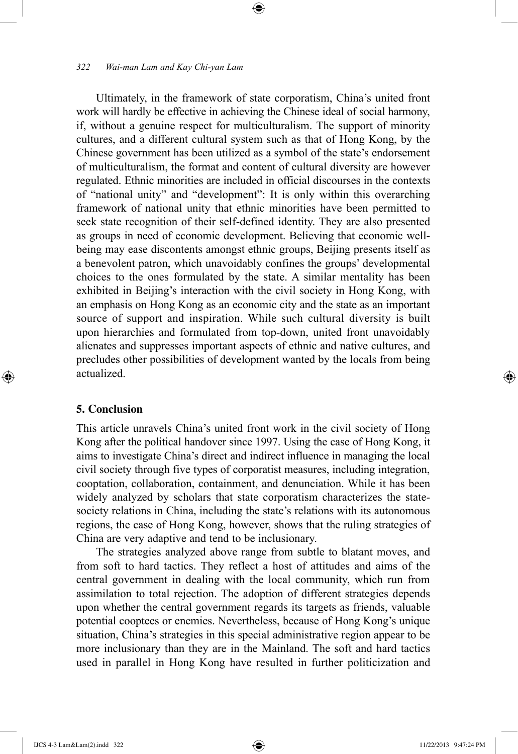Ultimately, in the framework of state corporatism, China's united front work will hardly be effective in achieving the Chinese ideal of social harmony, if, without a genuine respect for multiculturalism. The support of minority cultures, and a different cultural system such as that of Hong Kong, by the Chinese government has been utilized as a symbol of the state's endorsement of multiculturalism, the format and content of cultural diversity are however regulated. Ethnic minorities are included in official discourses in the contexts of "national unity" and "development": It is only within this overarching framework of national unity that ethnic minorities have been permitted to seek state recognition of their self-defined identity. They are also presented as groups in need of economic development. Believing that economic well-being may ease discontents amongst ethnic groups, Beijing presents itself as a benevolent patron, which unavoidably confines the groups' developmental choices to the ones formulated by the state. A similar mentality has been exhibited in Beijing's interaction with the civil society in Hong Kong, with an emphasis on Hong Kong as an economic city and the state as an important source of support and inspiration. While such cultural diversity is built upon hierarchies and formulated from top-down, united front unavoidably alienates and suppresses important aspects of ethnic and native cultures, and precludes other possibilities of development wanted by the locals from being actualized.

## 5. Conclusion

This article unravels China's united front work in the civil society of Hong Kong after the political handover since 1997. Using the case of Hong Kong, it aims to investigate China's direct and indirect influence in managing the local civil society through five types of corporatist measures, including integration, cooptation, collaboration, containment, and denunciation. While it has been widely analyzed by scholars that state corporatism characterizes the state-society relations in China, including the state's relations with its autonomous regions, the case of Hong Kong, however, shows that the ruling strategies of China are very adaptive and tend to be inclusionary.

The strategies analyzed above range from subtle to blatant moves, and from soft to hard tactics. They reflect a host of attitudes and aims of the central government in dealing with the local community, which run from assimilation to total rejection. The adoption of different strategies depends upon whether the central government regards its targets as friends, valuable potential cooptees or enemies. Nevertheless, because of Hong Kong's unique situation, China's strategies in this special administrative region appear to be more inclusionary than they are in the Mainland. The soft and hard tactics used in parallel in Hong Kong have resulted in further politicization and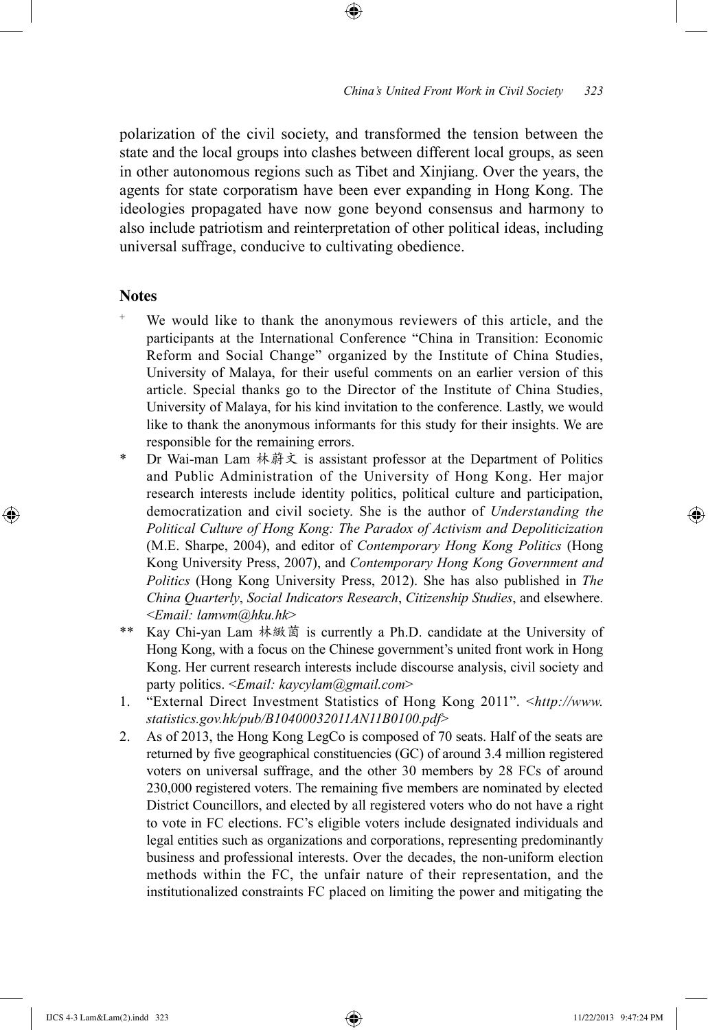polarization of the civil society, and transformed the tension between the state and the local groups into clashes between different local groups, as seen in other autonomous regions such as Tibet and Xinjiang. Over the years, the agents for state corporatism have been ever expanding in Hong Kong. The ideologies propagated have now gone beyond consensus and harmony to also include patriotism and reinterpretation of other political ideas, including universal suffrage, conducive to cultivating obedience.

## Notes

+ We would like to thank the anonymous reviewers of this article, and the participants at the International Conference "China in Transition: Economic Reform and Social Change" organized by the Institute of China Studies, University of Malaya, for their useful comments on an earlier version of this article. Special thanks go to the Director of the Institute of China Studies, University of Malaya, for his kind invitation to the conference. Lastly, we would like to thank the anonymous informants for this study for their insights. We are responsible for the remaining errors.

\* Dr Wai-man Lam 林蔚文 is assistant professor at the Department of Politics and Public Administration of the University of Hong Kong. Her major research interests include identity politics, political culture and participation, democratization and civil society. She is the author of *Understanding the Political Culture of Hong Kong: The Paradox of Activism and Depoliticization* (M.E. Sharpe, 2004), and editor of *Contemporary Hong Kong Politics* (Hong Kong University Press, 2007), and *Contemporary Hong Kong Government and Politics* (Hong Kong University Press, 2012). She has also published in *The China Quarterly*, *Social Indicators Research*, *Citizenship Studies*, and elsewhere. <*Email: lamwm@hku.hk*>

\*\* Kay Chi-yan Lam 林緻茵 is currently a Ph.D. candidate at the University of Hong Kong, with a focus on the Chinese government's united front work in Hong Kong. Her current research interests include discourse analysis, civil society and party politics. <*Email: kaycylam@gmail.com*>

1. "External Direct Investment Statistics of Hong Kong 2011". <*http://www.statistics.gov.hk/pub/B10400032011AN11B0100.pdf*>
2. As of 2013, the Hong Kong LegCo is composed of 70 seats. Half of the seats are returned by five geographical constituencies (GC) of around 3.4 million registered voters on universal suffrage, and the other 30 members by 28 FCs of around 230,000 registered voters. The remaining five members are nominated by elected District Councillors, and elected by all registered voters who do not have a right to vote in FC elections. FC's eligible voters include designated individuals and legal entities such as organizations and corporations, representing predominantly business and professional interests. Over the decades, the non-uniform election methods within the FC, the unfair nature of their representation, and the institutionalized constraints FC placed on limiting the power and mitigating the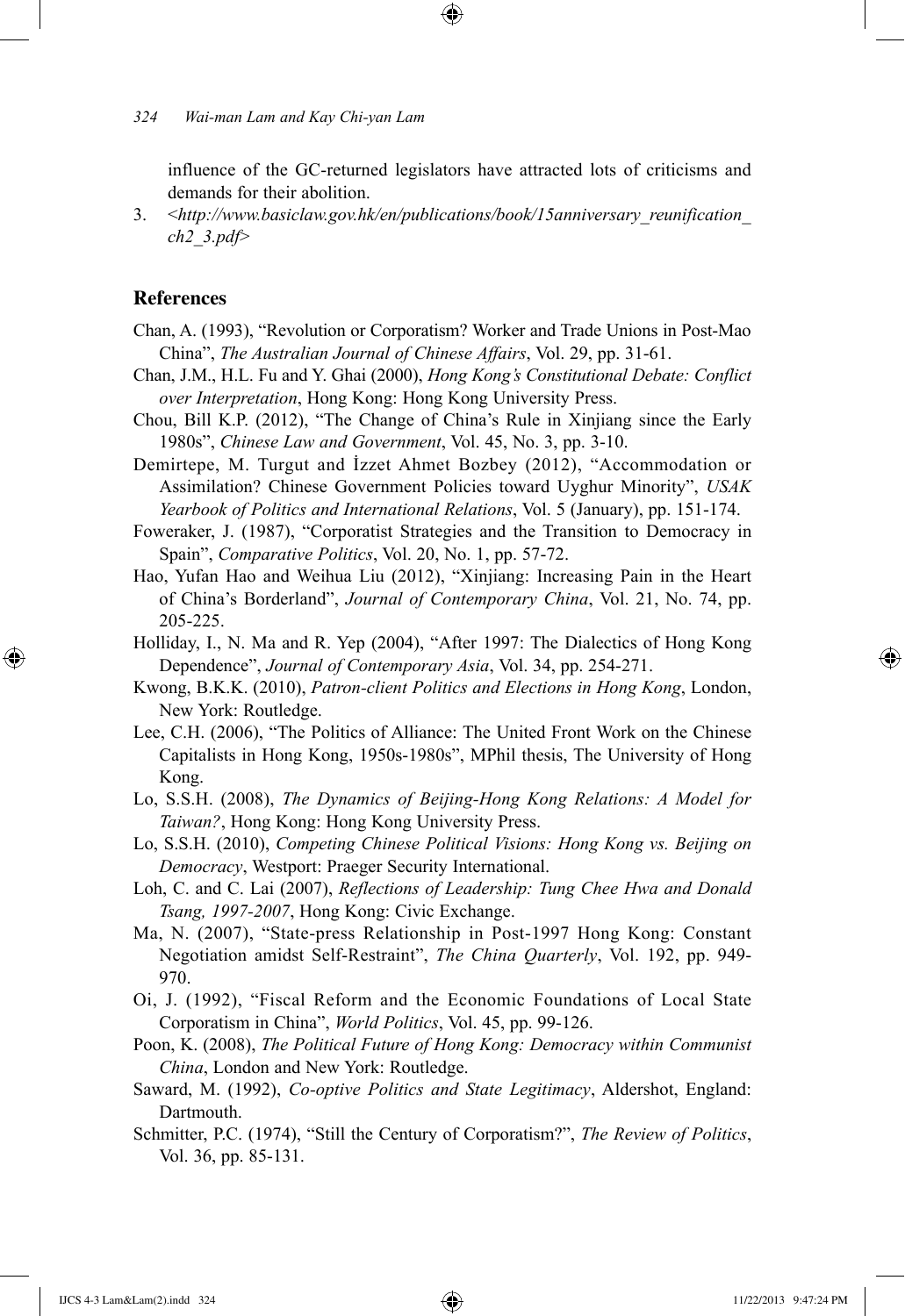influence of the GC-returned legislators have attracted lots of criticisms and demands for their abolition.

3. <*http://www.basiclaw.gov.hk/en/publications/book/15anniversary_reunification_ch2_3.pdf*>

## References

Chan, A. (1993), "Revolution or Corporatism? Worker and Trade Unions in Post-Mao China", *The Australian Journal of Chinese Affairs*, Vol. 29, pp. 31-61.

Chan, J.M., H.L. Fu and Y. Ghai (2000), *Hong Kong's Constitutional Debate: Conflict over Interpretation*, Hong Kong: Hong Kong University Press.

Chou, Bill K.P. (2012), "The Change of China's Rule in Xinjiang since the Early 1980s", *Chinese Law and Government*, Vol. 45, No. 3, pp. 3-10.

Demirtepe, M. Turgut and İzzet Ahmet Bozbey (2012), "Accommodation or Assimilation? Chinese Government Policies toward Uyghur Minority", *USAK Yearbook of Politics and International Relations*, Vol. 5 (January), pp. 151-174.

Foweraker, J. (1987), "Corporatist Strategies and the Transition to Democracy in Spain", *Comparative Politics*, Vol. 20, No. 1, pp. 57-72.

Hao, Yufan Hao and Weihua Liu (2012), "Xinjiang: Increasing Pain in the Heart of China's Borderland", *Journal of Contemporary China*, Vol. 21, No. 74, pp. 205-225.

Holliday, I., N. Ma and R. Yep (2004), "After 1997: The Dialectics of Hong Kong Dependence", *Journal of Contemporary Asia*, Vol. 34, pp. 254-271.

Kwong, B.K.K. (2010), *Patron-client Politics and Elections in Hong Kong*, London, New York: Routledge.

Lee, C.H. (2006), "The Politics of Alliance: The United Front Work on the Chinese Capitalists in Hong Kong, 1950s-1980s", MPhil thesis, The University of Hong Kong.

Lo, S.S.H. (2008), *The Dynamics of Beijing-Hong Kong Relations: A Model for Taiwan?*, Hong Kong: Hong Kong University Press.

Lo, S.S.H. (2010), *Competing Chinese Political Visions: Hong Kong vs. Beijing on Democracy*, Westport: Praeger Security International.

Loh, C. and C. Lai (2007), *Reflections of Leadership: Tung Chee Hwa and Donald Tsang, 1997-2007*, Hong Kong: Civic Exchange.

Ma, N. (2007), "State-press Relationship in Post-1997 Hong Kong: Constant Negotiation amidst Self-Restraint", *The China Quarterly*, Vol. 192, pp. 949-970.

Oi, J. (1992), "Fiscal Reform and the Economic Foundations of Local State Corporatism in China", *World Politics*, Vol. 45, pp. 99-126.

Poon, K. (2008), *The Political Future of Hong Kong: Democracy within Communist China*, London and New York: Routledge.

Saward, M. (1992), *Co-optive Politics and State Legitimacy*, Aldershot, England: Dartmouth.

Schmitter, P.C. (1974), "Still the Century of Corporatism?", *The Review of Politics*, Vol. 36, pp. 85-131.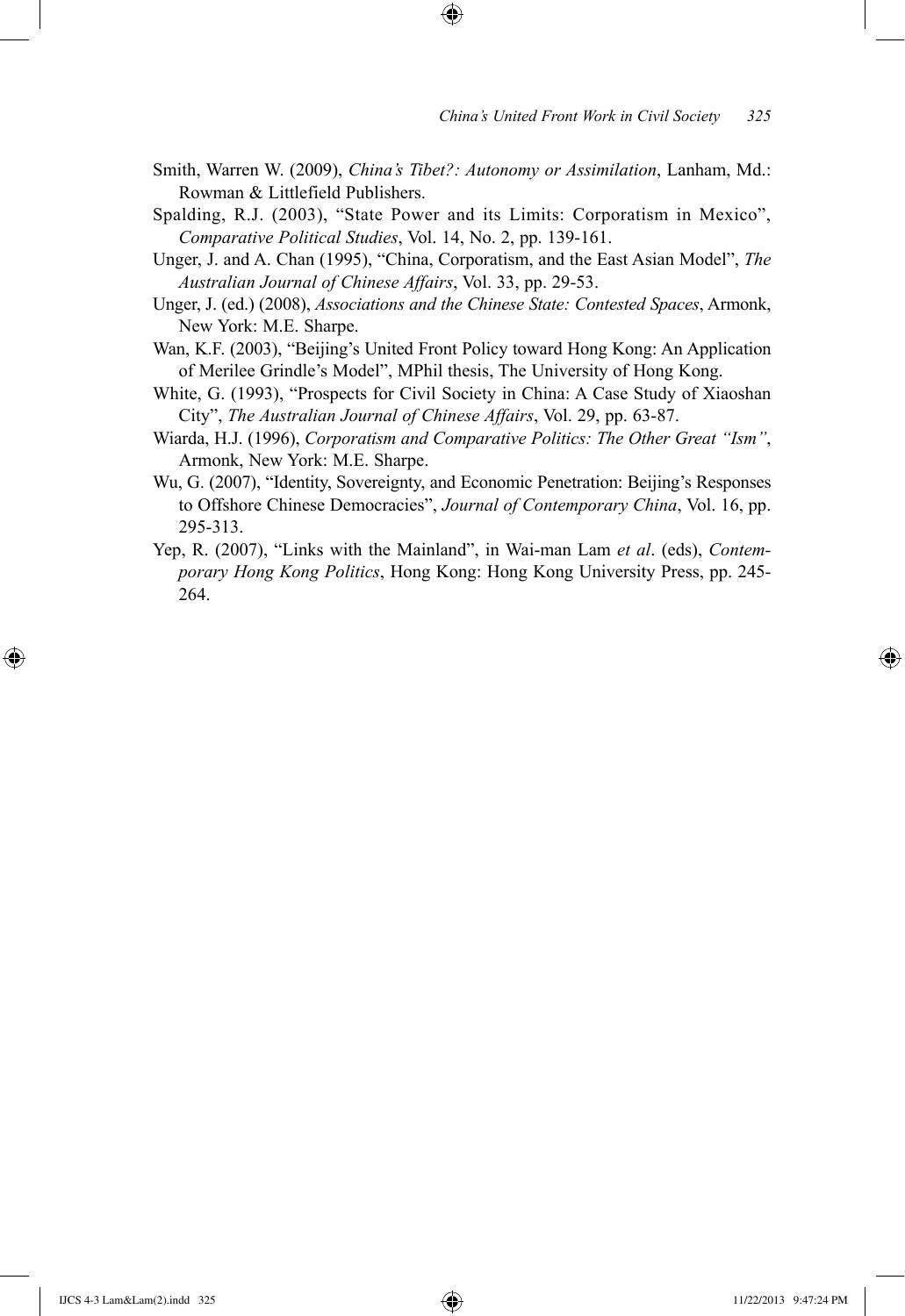Smith, Warren W. (2009), *China's Tibet?: Autonomy or Assimilation*, Lanham, Md.: Rowman & Littlefield Publishers.

Spalding, R.J. (2003), "State Power and its Limits: Corporatism in Mexico", *Comparative Political Studies*, Vol. 14, No. 2, pp. 139-161.

Unger, J. and A. Chan (1995), "China, Corporatism, and the East Asian Model", *The Australian Journal of Chinese Affairs*, Vol. 33, pp. 29-53.

Unger, J. (ed.) (2008), *Associations and the Chinese State: Contested Spaces*, Armonk, New York: M.E. Sharpe.

Wan, K.F. (2003), "Beijing's United Front Policy toward Hong Kong: An Application of Merilee Grindle's Model", MPhil thesis, The University of Hong Kong.

White, G. (1993), "Prospects for Civil Society in China: A Case Study of Xiaoshan City", *The Australian Journal of Chinese Affairs*, Vol. 29, pp. 63-87.

Wiarda, H.J. (1996), *Corporatism and Comparative Politics: The Other Great "Ism"*, Armonk, New York: M.E. Sharpe.

Wu, G. (2007), "Identity, Sovereignty, and Economic Penetration: Beijing's Responses to Offshore Chinese Democracies", *Journal of Contemporary China*, Vol. 16, pp. 295-313.

Yep, R. (2007), "Links with the Mainland", in Wai-man Lam *et al*. (eds), *Contemporary Hong Kong Politics*, Hong Kong: Hong Kong University Press, pp. 245-264.